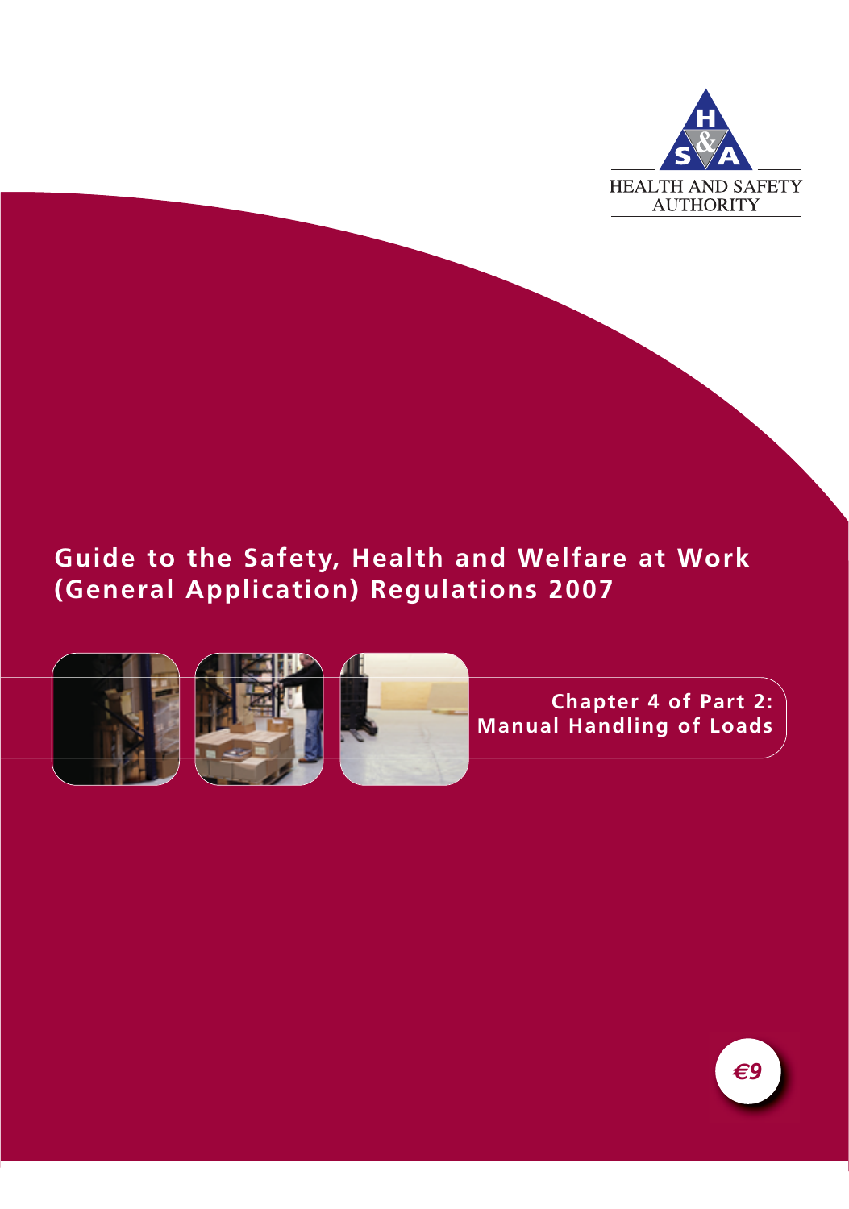HEALTH AND SAFETY AUTHORITY

# Guide to the Safety, Health and Welfare at Work (General Application) Regulations 2007

## Chapter 4 of Part 2: Manual Handling of Loads

€9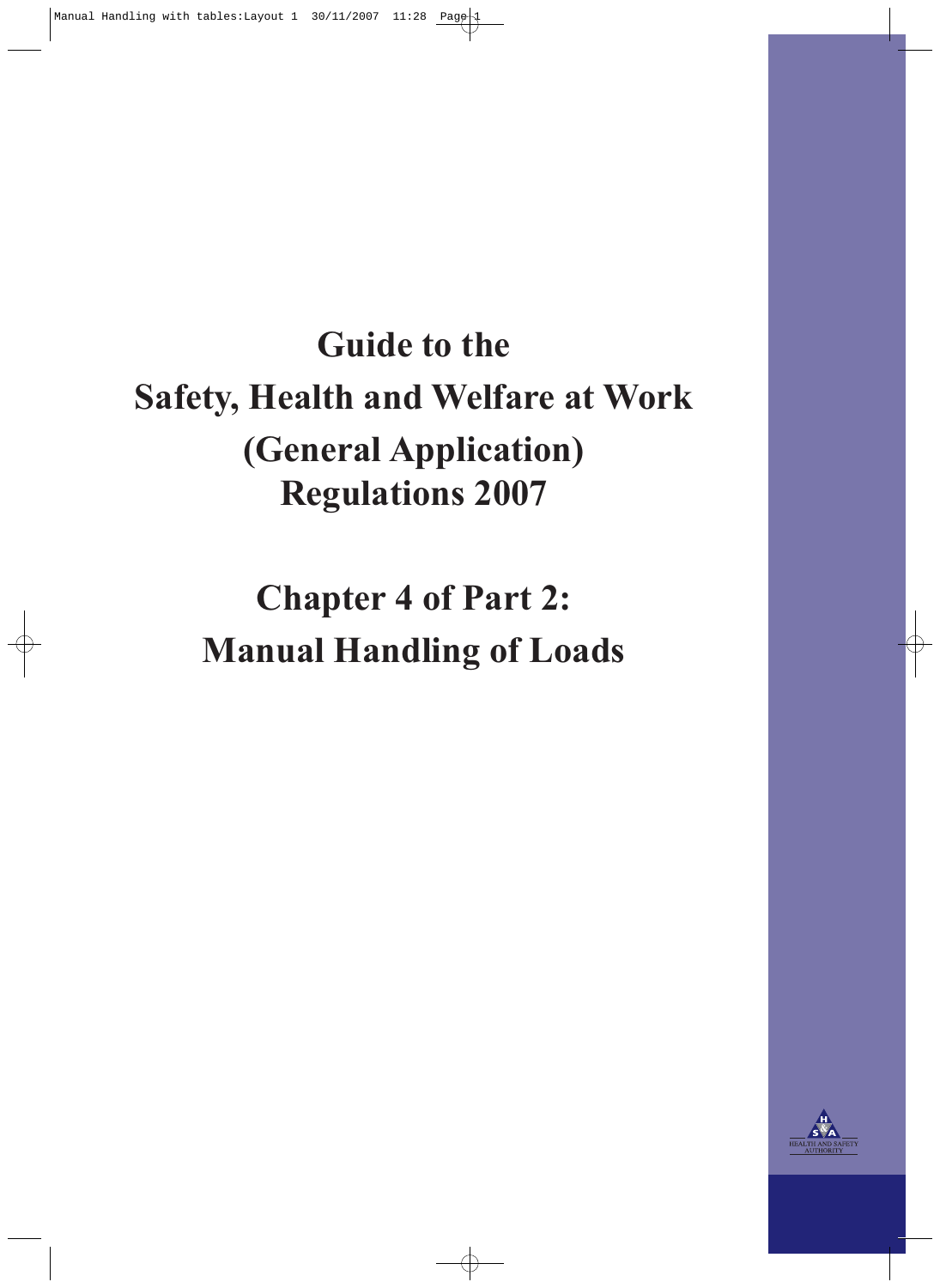# Guide to the Safety, Health and Welfare at Work (General Application) Regulations 2007

# Chapter 4 of Part 2: Manual Handling of Loads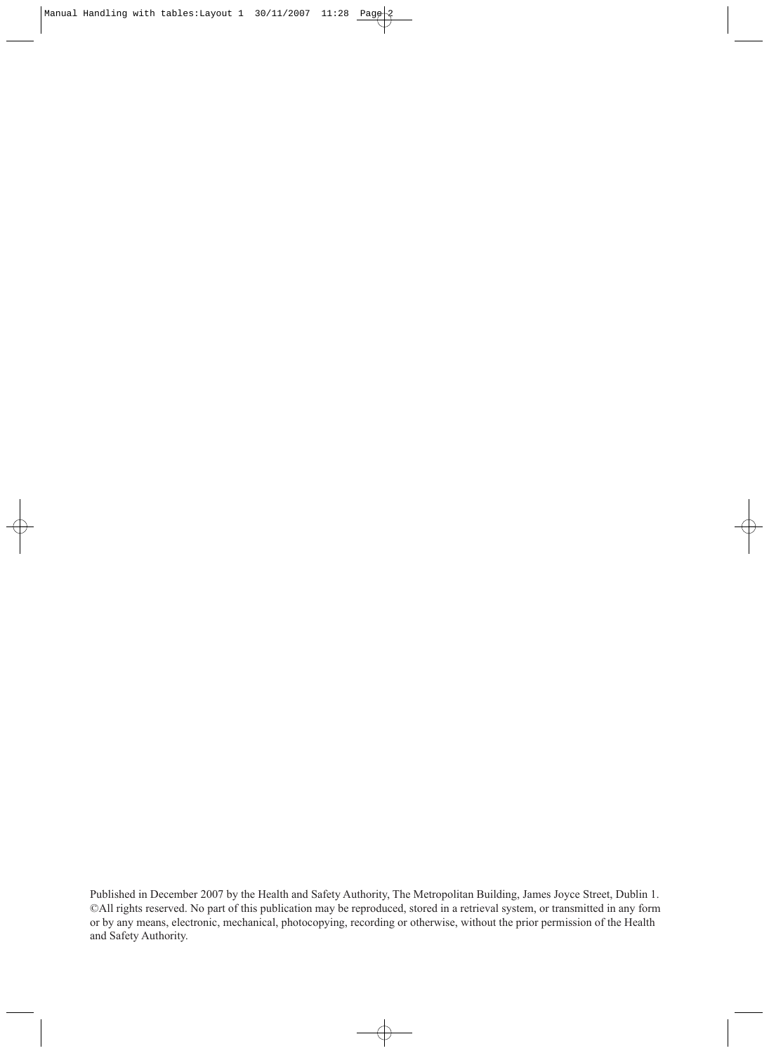Published in December 2007 by the Health and Safety Authority, The Metropolitan Building, James Joyce Street, Dublin 1. ©All rights reserved. No part of this publication may be reproduced, stored in a retrieval system, or transmitted in any form or by any means, electronic, mechanical, photocopying, recording or otherwise, without the prior permission of the Health and Safety Authority.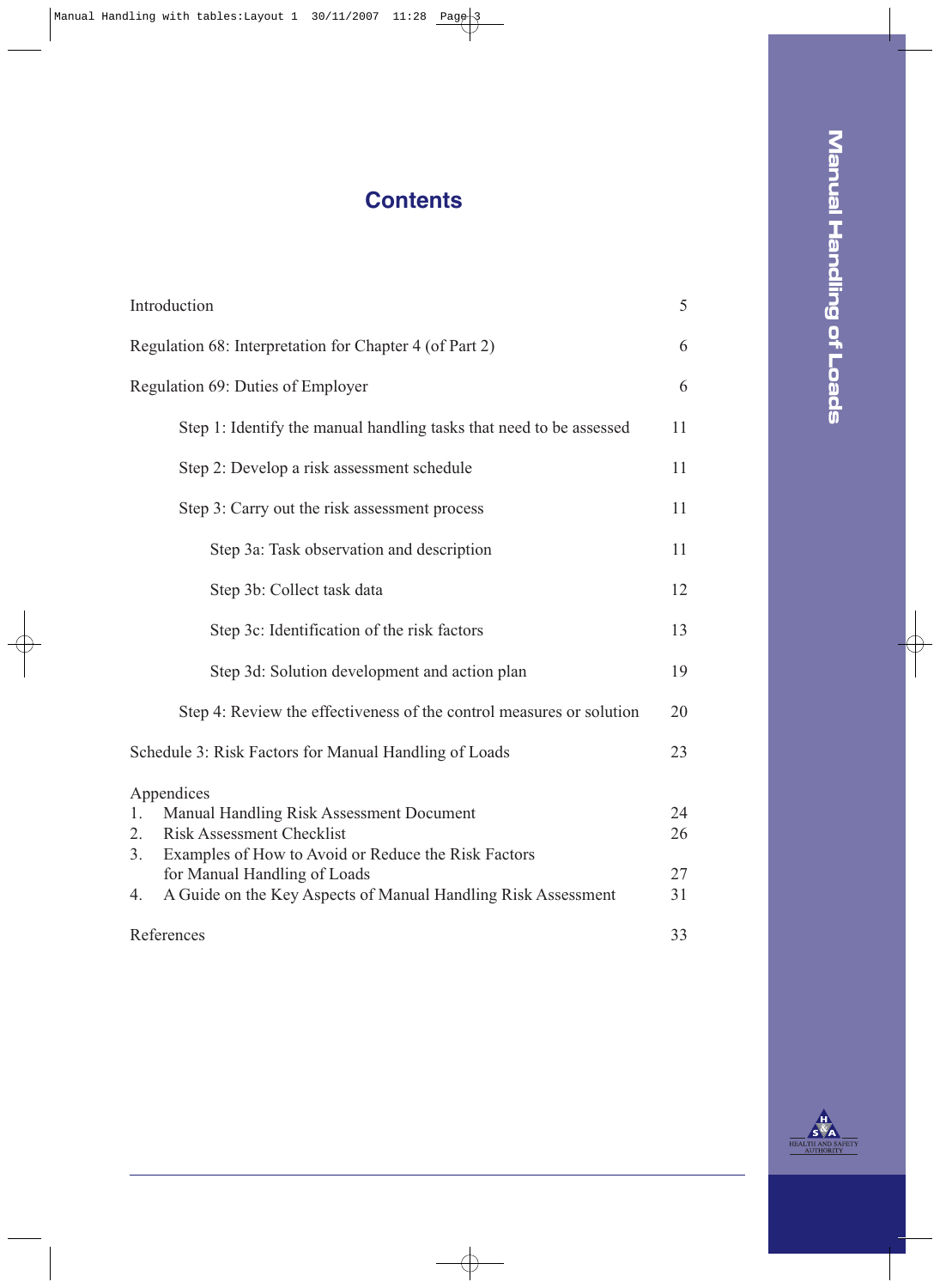# Contents

| | |
|---|---|
| Introduction | 5 |
| Regulation 68: Interpretation for Chapter 4 (of Part 2) | 6 |
| Regulation 69: Duties of Employer | 6 |
| Step 1: Identify the manual handling tasks that need to be assessed | 11 |
| Step 2: Develop a risk assessment schedule | 11 |
| Step 3: Carry out the risk assessment process | 11 |
| Step 3a: Task observation and description | 11 |
| Step 3b: Collect task data | 12 |
| Step 3c: Identification of the risk factors | 13 |
| Step 3d: Solution development and action plan | 19 |
| Step 4: Review the effectiveness of the control measures or solution | 20 |
| Schedule 3: Risk Factors for Manual Handling of Loads | 23 |
| Appendices | |
| 1. Manual Handling Risk Assessment Document | 24 |
| 2. Risk Assessment Checklist | 26 |
| 3. Examples of How to Avoid or Reduce the Risk Factors for Manual Handling of Loads | 27 |
| 4. A Guide on the Key Aspects of Manual Handling Risk Assessment | 31 |
| References | 33 |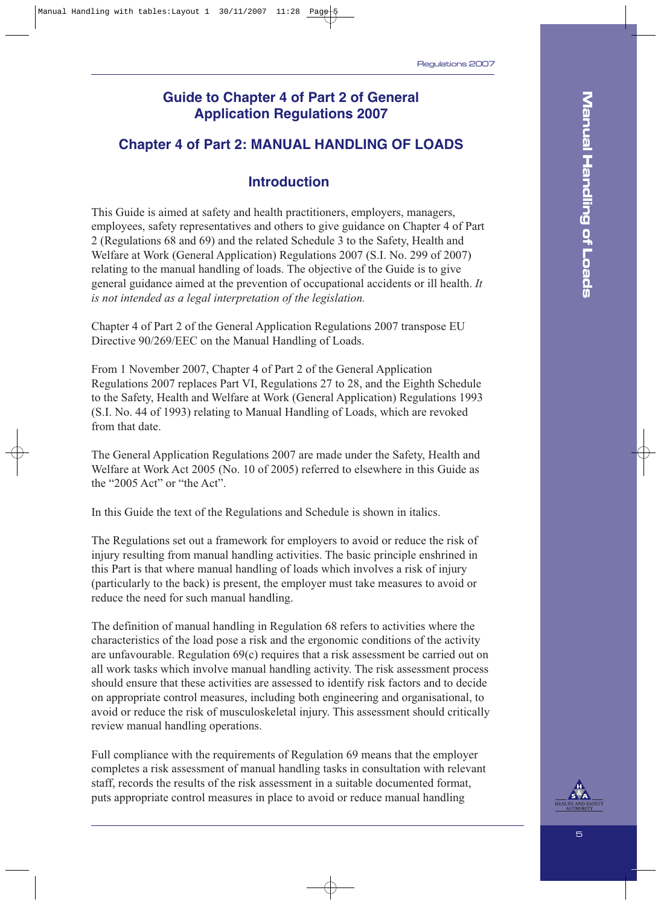## Guide to Chapter 4 of Part 2 of General Application Regulations 2007

## Chapter 4 of Part 2: MANUAL HANDLING OF LOADS

### Introduction

This Guide is aimed at safety and health practitioners, employers, managers, employees, safety representatives and others to give guidance on Chapter 4 of Part 2 (Regulations 68 and 69) and the related Schedule 3 to the Safety, Health and Welfare at Work (General Application) Regulations 2007 (S.I. No. 299 of 2007) relating to the manual handling of loads. The objective of the Guide is to give general guidance aimed at the prevention of occupational accidents or ill health. *It is not intended as a legal interpretation of the legislation.*

Chapter 4 of Part 2 of the General Application Regulations 2007 transpose EU Directive 90/269/EEC on the Manual Handling of Loads.

From 1 November 2007, Chapter 4 of Part 2 of the General Application Regulations 2007 replaces Part VI, Regulations 27 to 28, and the Eighth Schedule to the Safety, Health and Welfare at Work (General Application) Regulations 1993 (S.I. No. 44 of 1993) relating to Manual Handling of Loads, which are revoked from that date.

The General Application Regulations 2007 are made under the Safety, Health and Welfare at Work Act 2005 (No. 10 of 2005) referred to elsewhere in this Guide as the "2005 Act" or "the Act".

In this Guide the text of the Regulations and Schedule is shown in italics.

The Regulations set out a framework for employers to avoid or reduce the risk of injury resulting from manual handling activities. The basic principle enshrined in this Part is that where manual handling of loads which involves a risk of injury (particularly to the back) is present, the employer must take measures to avoid or reduce the need for such manual handling.

The definition of manual handling in Regulation 68 refers to activities where the characteristics of the load pose a risk and the ergonomic conditions of the activity are unfavourable. Regulation 69(c) requires that a risk assessment be carried out on all work tasks which involve manual handling activity. The risk assessment process should ensure that these activities are assessed to identify risk factors and to decide on appropriate control measures, including both engineering and organisational, to avoid or reduce the risk of musculoskeletal injury. This assessment should critically review manual handling operations.

Full compliance with the requirements of Regulation 69 means that the employer completes a risk assessment of manual handling tasks in consultation with relevant staff, records the results of the risk assessment in a suitable documented format, puts appropriate control measures in place to avoid or reduce manual handling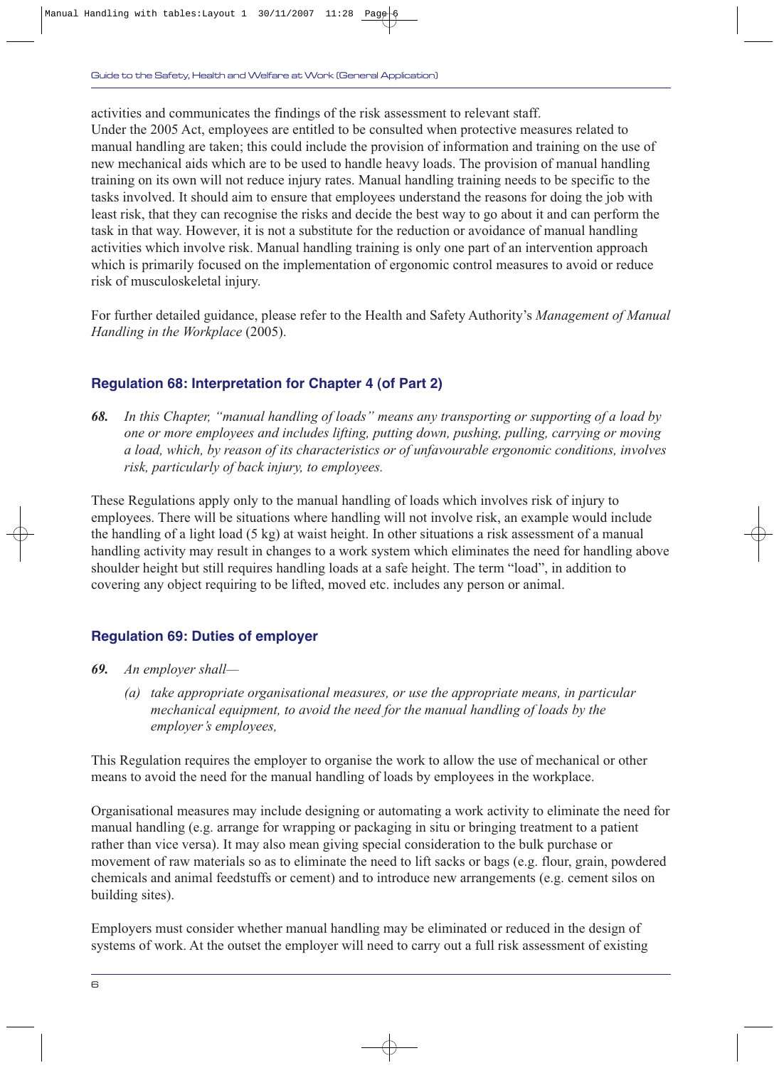activities and communicates the findings of the risk assessment to relevant staff.
Under the 2005 Act, employees are entitled to be consulted when protective measures related to manual handling are taken; this could include the provision of information and training on the use of new mechanical aids which are to be used to handle heavy loads. The provision of manual handling training on its own will not reduce injury rates. Manual handling training needs to be specific to the tasks involved. It should aim to ensure that employees understand the reasons for doing the job with least risk, that they can recognise the risks and decide the best way to go about it and can perform the task in that way. However, it is not a substitute for the reduction or avoidance of manual handling activities which involve risk. Manual handling training is only one part of an intervention approach which is primarily focused on the implementation of ergonomic control measures to avoid or reduce risk of musculoskeletal injury.

For further detailed guidance, please refer to the Health and Safety Authority's *Management of Manual Handling in the Workplace* (2005).

## Regulation 68: Interpretation for Chapter 4 (of Part 2)

***68.*** *In this Chapter, "manual handling of loads" means any transporting or supporting of a load by one or more employees and includes lifting, putting down, pushing, pulling, carrying or moving a load, which, by reason of its characteristics or of unfavourable ergonomic conditions, involves risk, particularly of back injury, to employees.*

These Regulations apply only to the manual handling of loads which involves risk of injury to employees. There will be situations where handling will not involve risk, an example would include the handling of a light load (5 kg) at waist height. In other situations a risk assessment of a manual handling activity may result in changes to a work system which eliminates the need for handling above shoulder height but still requires handling loads at a safe height. The term "load", in addition to covering any object requiring to be lifted, moved etc. includes any person or animal.

## Regulation 69: Duties of employer

***69.*** *An employer shall—*

*(a) take appropriate organisational measures, or use the appropriate means, in particular mechanical equipment, to avoid the need for the manual handling of loads by the employer's employees,*

This Regulation requires the employer to organise the work to allow the use of mechanical or other means to avoid the need for the manual handling of loads by employees in the workplace.

Organisational measures may include designing or automating a work activity to eliminate the need for manual handling (e.g. arrange for wrapping or packaging in situ or bringing treatment to a patient rather than vice versa). It may also mean giving special consideration to the bulk purchase or movement of raw materials so as to eliminate the need to lift sacks or bags (e.g. flour, grain, powdered chemicals and animal feedstuffs or cement) and to introduce new arrangements (e.g. cement silos on building sites).

Employers must consider whether manual handling may be eliminated or reduced in the design of systems of work. At the outset the employer will need to carry out a full risk assessment of existing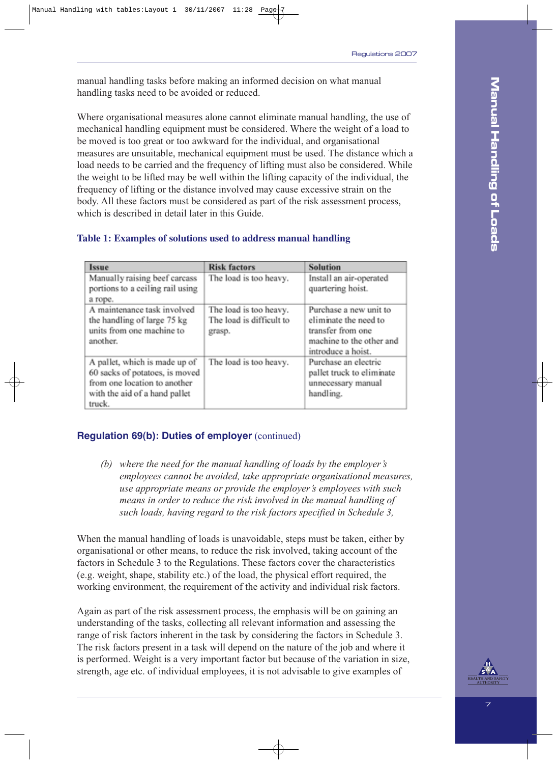manual handling tasks before making an informed decision on what manual handling tasks need to be avoided or reduced.

Where organisational measures alone cannot eliminate manual handling, the use of mechanical handling equipment must be considered. Where the weight of a load to be moved is too great or too awkward for the individual, and organisational measures are unsuitable, mechanical equipment must be used. The distance which a load needs to be carried and the frequency of lifting must also be considered. While the weight to be lifted may be well within the lifting capacity of the individual, the frequency of lifting or the distance involved may cause excessive strain on the body. All these factors must be considered as part of the risk assessment process, which is described in detail later in this Guide.

**Table 1: Examples of solutions used to address manual handling**

| Issue | Risk factors | Solution |
|---|---|---|
| Manually raising beef carcass portions to a ceiling rail using a rope. | The load is too heavy. | Install an air-operated quartering hoist. |
| A maintenance task involved the handling of large 75 kg units from one machine to another. | The load is too heavy. The load is difficult to grasp. | Purchase a new unit to eliminate the need to transfer from one machine to the other and introduce a hoist. |
| A pallet, which is made up of 60 sacks of potatoes, is moved from one location to another with the aid of a hand pallet truck. | The load is too heavy. | Purchase an electric pallet truck to eliminate unnecessary manual handling. |

### Regulation 69(b): Duties of employer (continued)

> (b) *where the need for the manual handling of loads by the employer's employees cannot be avoided, take appropriate organisational measures, use appropriate means or provide the employer's employees with such means in order to reduce the risk involved in the manual handling of such loads, having regard to the risk factors specified in Schedule 3,*

When the manual handling of loads is unavoidable, steps must be taken, either by organisational or other means, to reduce the risk involved, taking account of the factors in Schedule 3 to the Regulations. These factors cover the characteristics (e.g. weight, shape, stability etc.) of the load, the physical effort required, the working environment, the requirement of the activity and individual risk factors.

Again as part of the risk assessment process, the emphasis will be on gaining an understanding of the tasks, collecting all relevant information and assessing the range of risk factors inherent in the task by considering the factors in Schedule 3. The risk factors present in a task will depend on the nature of the job and where it is performed. Weight is a very important factor but because of the variation in size, strength, age etc. of individual employees, it is not advisable to give examples of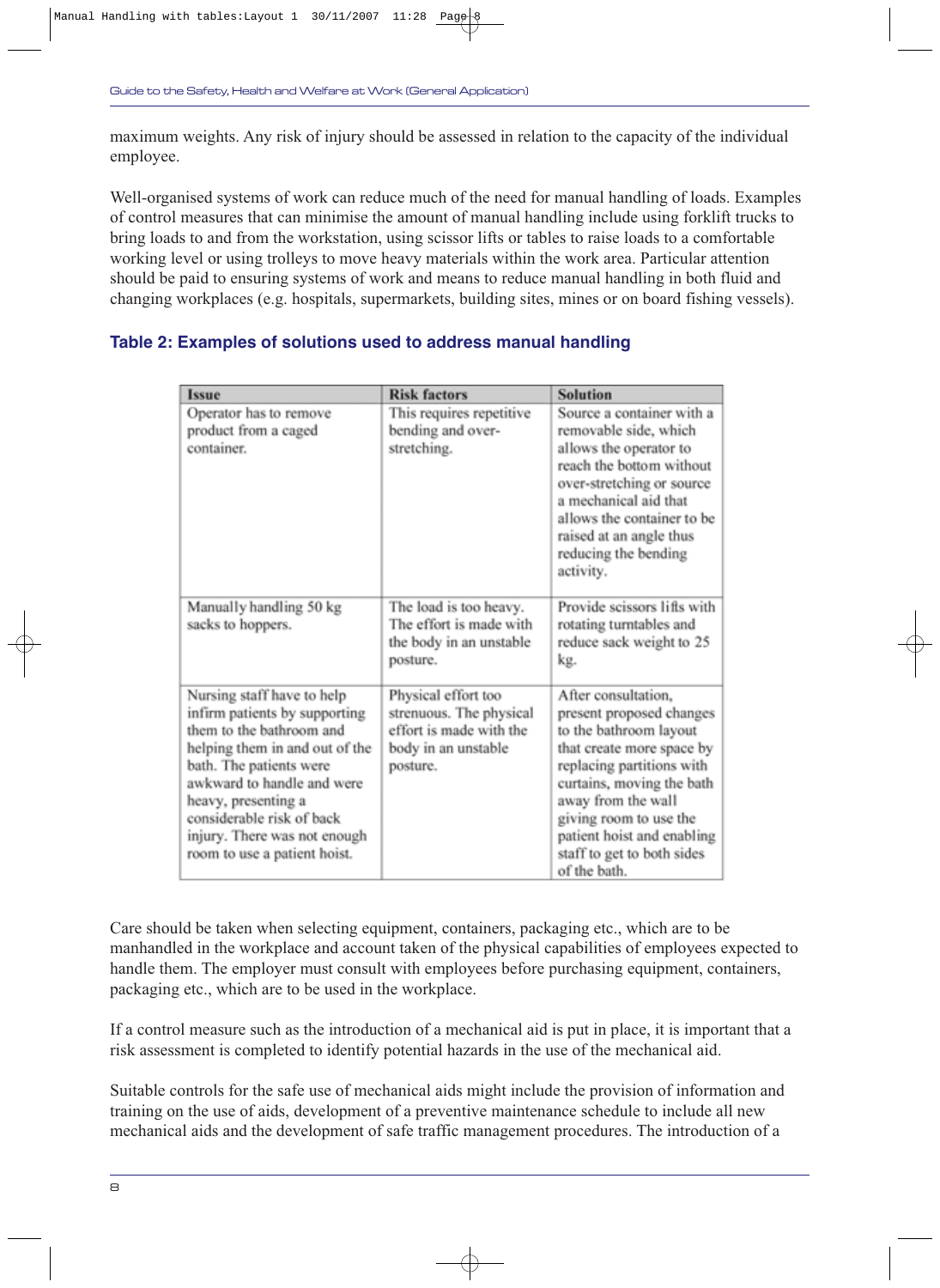maximum weights. Any risk of injury should be assessed in relation to the capacity of the individual employee.

Well-organised systems of work can reduce much of the need for manual handling of loads. Examples of control measures that can minimise the amount of manual handling include using forklift trucks to bring loads to and from the workstation, using scissor lifts or tables to raise loads to a comfortable working level or using trolleys to move heavy materials within the work area. Particular attention should be paid to ensuring systems of work and means to reduce manual handling in both fluid and changing workplaces (e.g. hospitals, supermarkets, building sites, mines or on board fishing vessels).

### Table 2: Examples of solutions used to address manual handling

| Issue | Risk factors | Solution |
|---|---|---|
| Operator has to remove product from a caged container. | This requires repetitive bending and over-stretching. | Source a container with a removable side, which allows the operator to reach the bottom without over-stretching or source a mechanical aid that allows the container to be raised at an angle thus reducing the bending activity. |
| Manually handling 50 kg sacks to hoppers. | The load is too heavy. The effort is made with the body in an unstable posture. | Provide scissors lifts with rotating turntables and reduce sack weight to 25 kg. |
| Nursing staff have to help infirm patients by supporting them to the bathroom and helping them in and out of the bath. The patients were awkward to handle and were heavy, presenting a considerable risk of back injury. There was not enough room to use a patient hoist. | Physical effort too strenuous. The physical effort is made with the body in an unstable posture. | After consultation, present proposed changes to the bathroom layout that create more space by replacing partitions with curtains, moving the bath away from the wall giving room to use the patient hoist and enabling staff to get to both sides of the bath. |

Care should be taken when selecting equipment, containers, packaging etc., which are to be manhandled in the workplace and account taken of the physical capabilities of employees expected to handle them. The employer must consult with employees before purchasing equipment, containers, packaging etc., which are to be used in the workplace.

If a control measure such as the introduction of a mechanical aid is put in place, it is important that a risk assessment is completed to identify potential hazards in the use of the mechanical aid.

Suitable controls for the safe use of mechanical aids might include the provision of information and training on the use of aids, development of a preventive maintenance schedule to include all new mechanical aids and the development of safe traffic management procedures. The introduction of a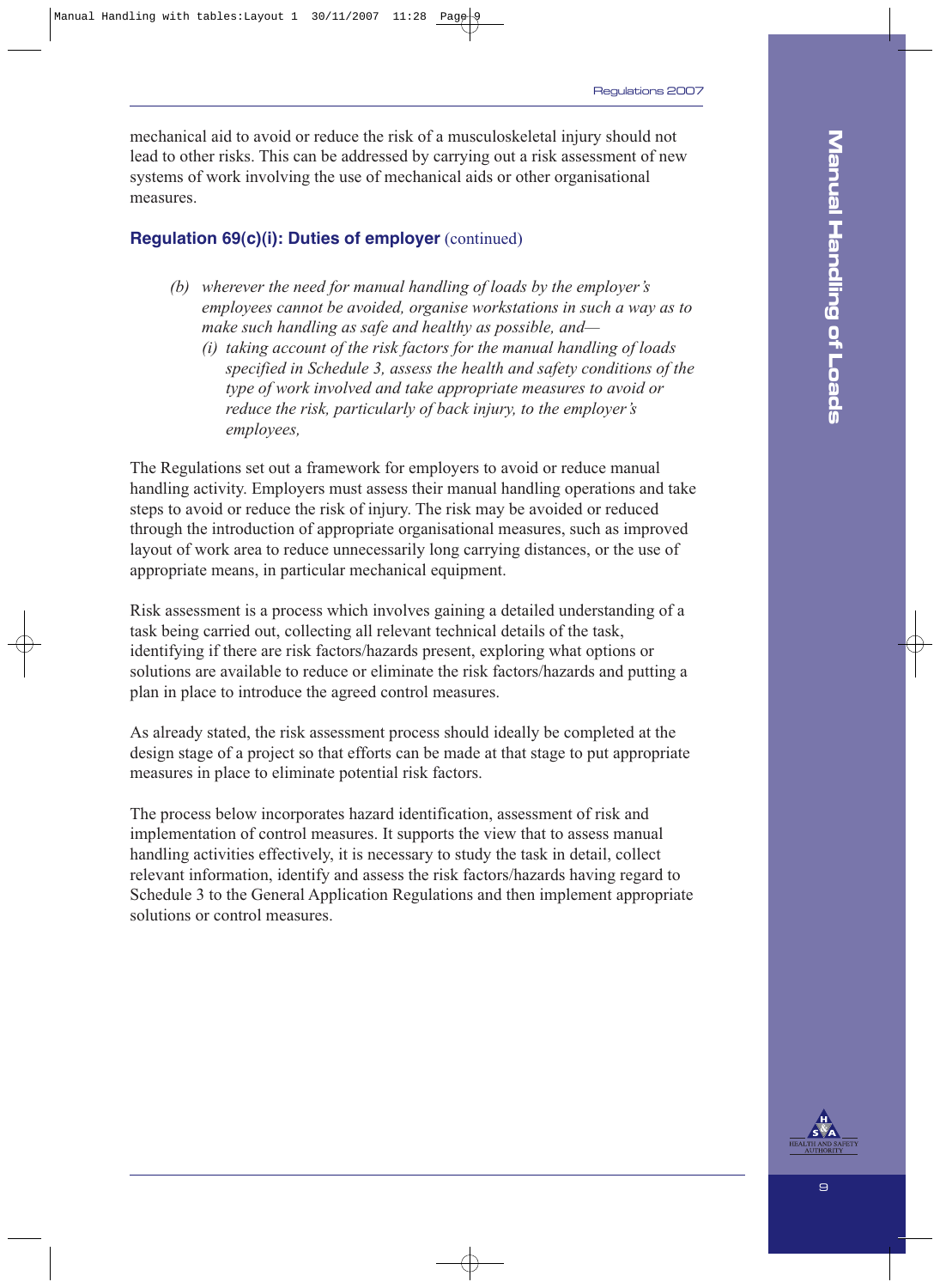mechanical aid to avoid or reduce the risk of a musculoskeletal injury should not lead to other risks. This can be addressed by carrying out a risk assessment of new systems of work involving the use of mechanical aids or other organisational measures.

### Regulation 69(c)(i): Duties of employer (continued)

> *(b) wherever the need for manual handling of loads by the employer's employees cannot be avoided, organise workstations in such a way as to make such handling as safe and healthy as possible, and—*
>
> *(i) taking account of the risk factors for the manual handling of loads specified in Schedule 3, assess the health and safety conditions of the type of work involved and take appropriate measures to avoid or reduce the risk, particularly of back injury, to the employer's employees,*

The Regulations set out a framework for employers to avoid or reduce manual handling activity. Employers must assess their manual handling operations and take steps to avoid or reduce the risk of injury. The risk may be avoided or reduced through the introduction of appropriate organisational measures, such as improved layout of work area to reduce unnecessarily long carrying distances, or the use of appropriate means, in particular mechanical equipment.

Risk assessment is a process which involves gaining a detailed understanding of a task being carried out, collecting all relevant technical details of the task, identifying if there are risk factors/hazards present, exploring what options or solutions are available to reduce or eliminate the risk factors/hazards and putting a plan in place to introduce the agreed control measures.

As already stated, the risk assessment process should ideally be completed at the design stage of a project so that efforts can be made at that stage to put appropriate measures in place to eliminate potential risk factors.

The process below incorporates hazard identification, assessment of risk and implementation of control measures. It supports the view that to assess manual handling activities effectively, it is necessary to study the task in detail, collect relevant information, identify and assess the risk factors/hazards having regard to Schedule 3 to the General Application Regulations and then implement appropriate solutions or control measures.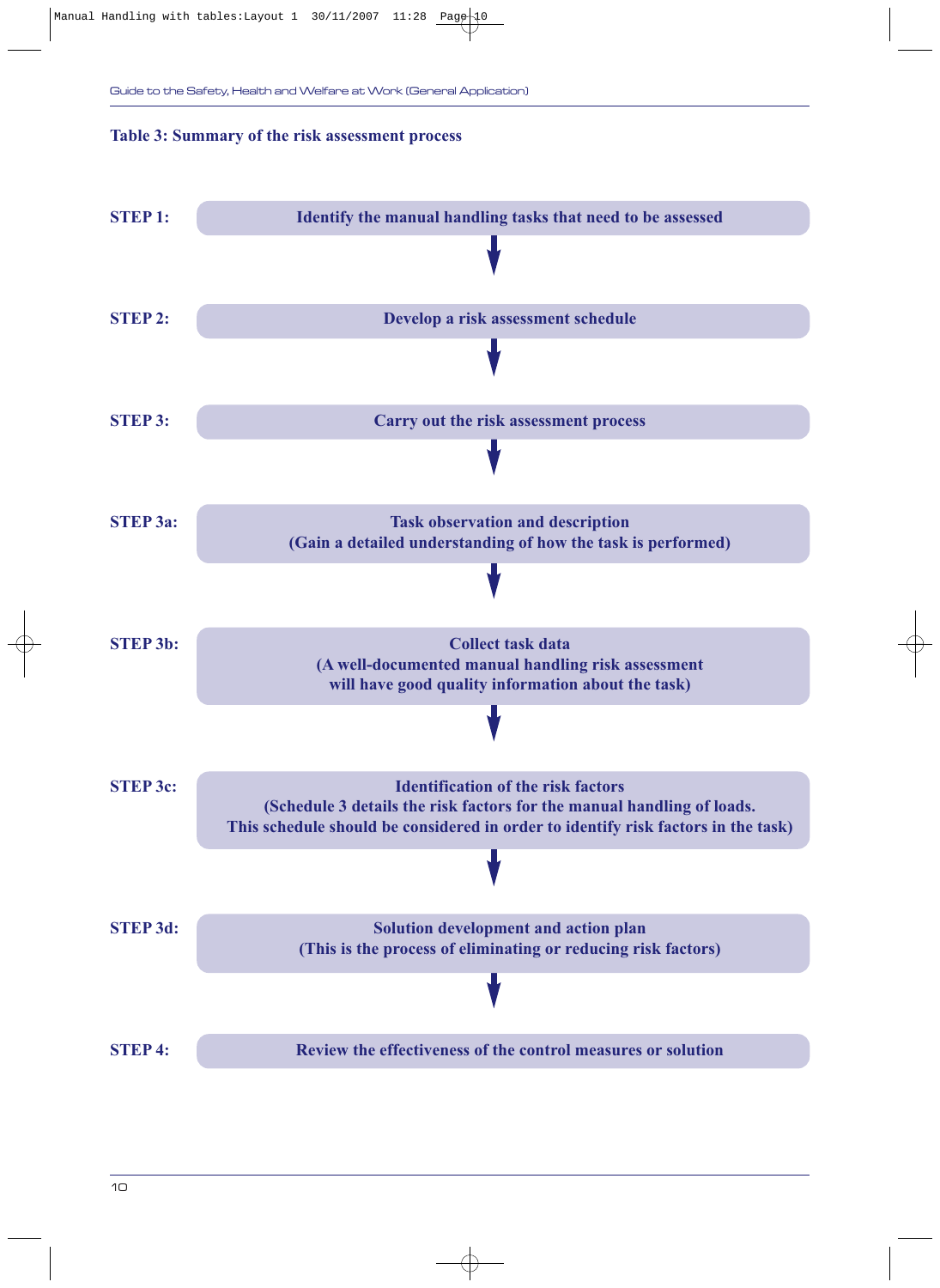**Table 3: Summary of the risk assessment process**

| Step | Description |
| --- | --- |
| STEP 1: | Identify the manual handling tasks that need to be assessed |
| STEP 2: | Develop a risk assessment schedule |
| STEP 3: | Carry out the risk assessment process |
| STEP 3a: | Task observation and description (Gain a detailed understanding of how the task is performed) |
| STEP 3b: | Collect task data (A well-documented manual handling risk assessment will have good quality information about the task) |
| STEP 3c: | Identification of the risk factors (Schedule 3 details the risk factors for the manual handling of loads. This schedule should be considered in order to identify risk factors in the task) |
| STEP 3d: | Solution development and action plan (This is the process of eliminating or reducing risk factors) |
| STEP 4: | Review the effectiveness of the control measures or solution |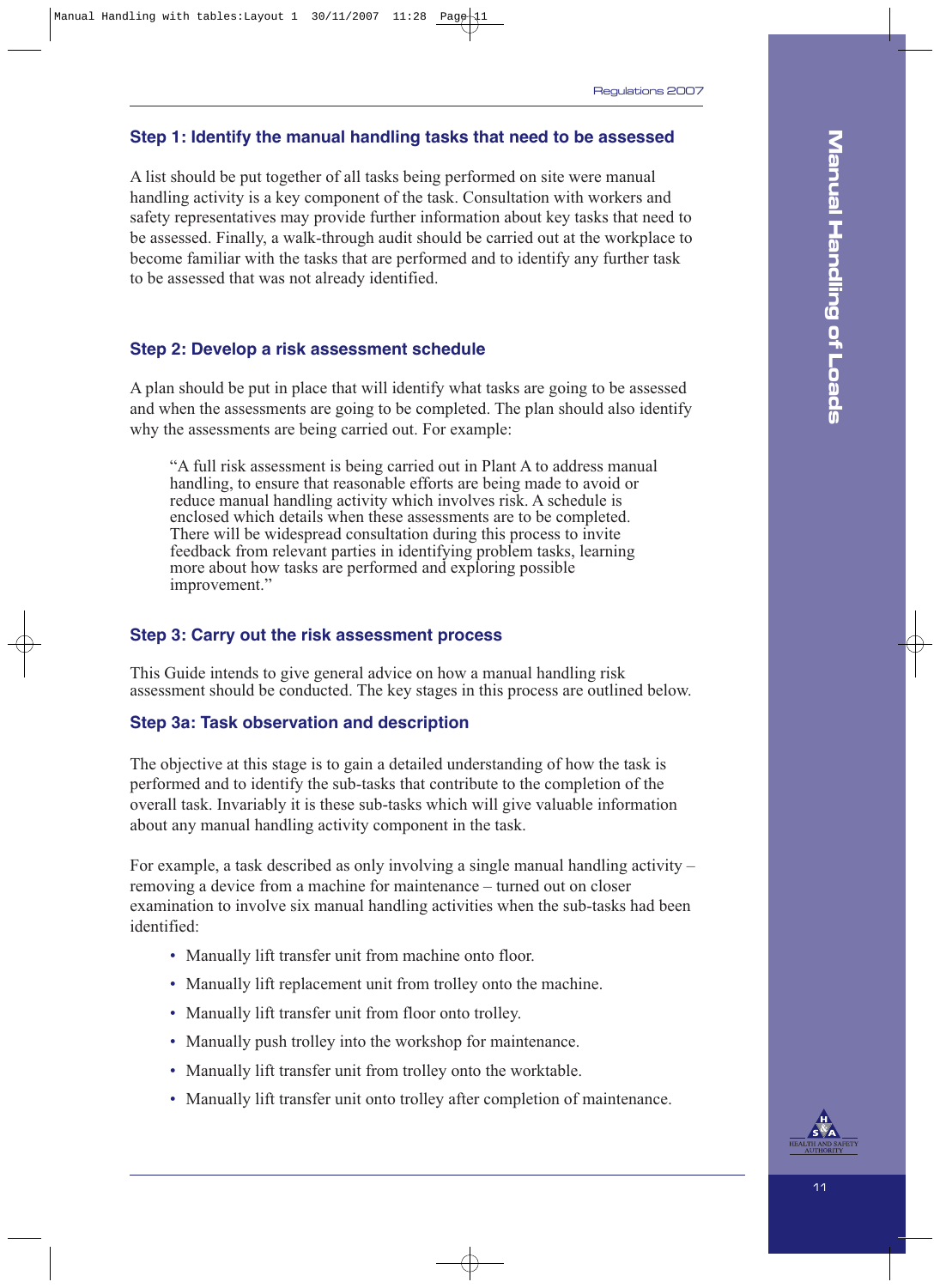### Step 1: Identify the manual handling tasks that need to be assessed

A list should be put together of all tasks being performed on site were manual handling activity is a key component of the task. Consultation with workers and safety representatives may provide further information about key tasks that need to be assessed. Finally, a walk-through audit should be carried out at the workplace to become familiar with the tasks that are performed and to identify any further task to be assessed that was not already identified.

### Step 2: Develop a risk assessment schedule

A plan should be put in place that will identify what tasks are going to be assessed and when the assessments are going to be completed. The plan should also identify why the assessments are being carried out. For example:

> "A full risk assessment is being carried out in Plant A to address manual handling, to ensure that reasonable efforts are being made to avoid or reduce manual handling activity which involves risk. A schedule is enclosed which details when these assessments are to be completed. There will be widespread consultation during this process to invite feedback from relevant parties in identifying problem tasks, learning more about how tasks are performed and exploring possible improvement."

### Step 3: Carry out the risk assessment process

This Guide intends to give general advice on how a manual handling risk assessment should be conducted. The key stages in this process are outlined below.

### Step 3a: Task observation and description

The objective at this stage is to gain a detailed understanding of how the task is performed and to identify the sub-tasks that contribute to the completion of the overall task. Invariably it is these sub-tasks which will give valuable information about any manual handling activity component in the task.

For example, a task described as only involving a single manual handling activity – removing a device from a machine for maintenance – turned out on closer examination to involve six manual handling activities when the sub-tasks had been identified:

- Manually lift transfer unit from machine onto floor.
- Manually lift replacement unit from trolley onto the machine.
- Manually lift transfer unit from floor onto trolley.
- Manually push trolley into the workshop for maintenance.
- Manually lift transfer unit from trolley onto the worktable.
- Manually lift transfer unit onto trolley after completion of maintenance.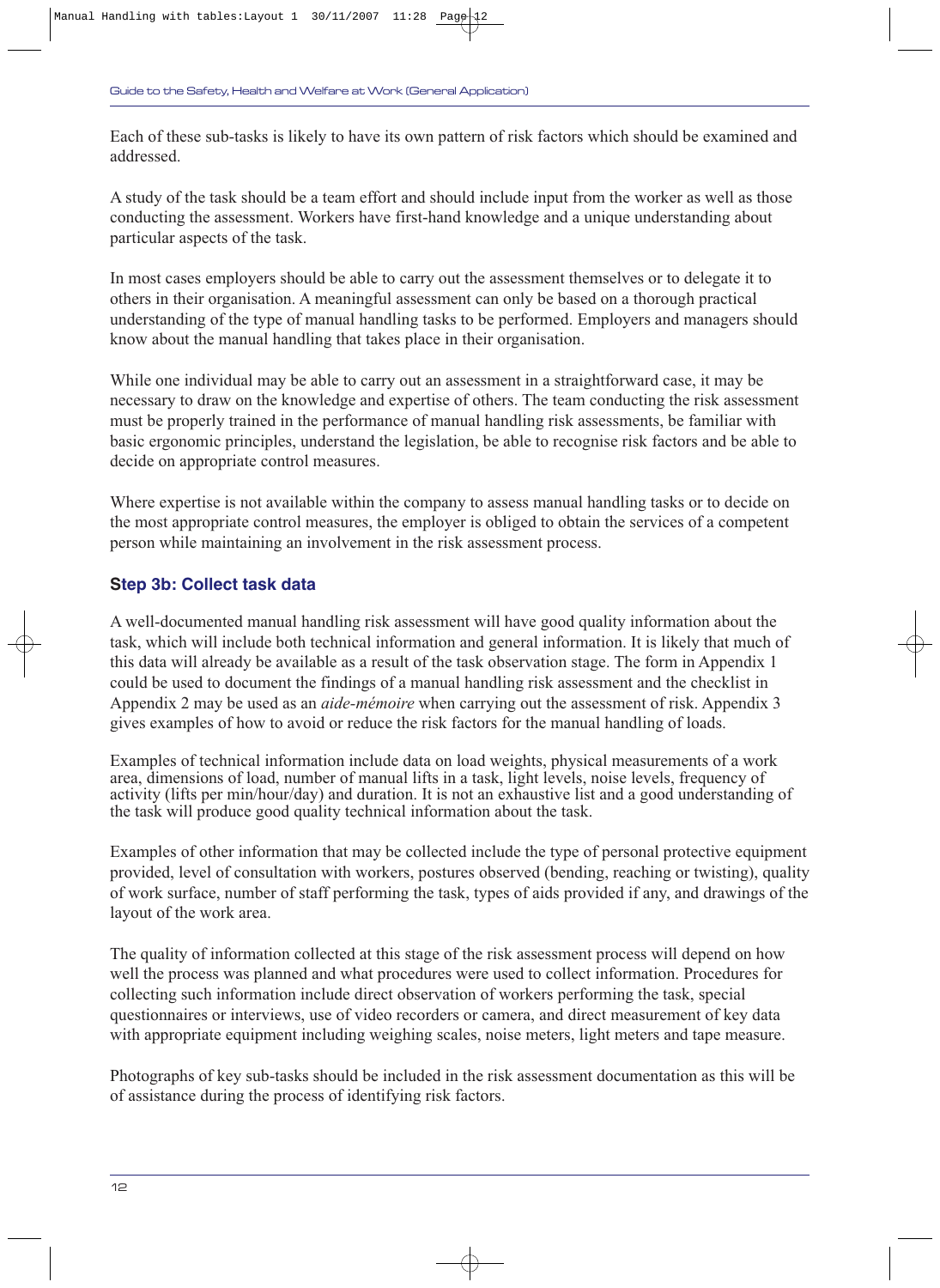Each of these sub-tasks is likely to have its own pattern of risk factors which should be examined and addressed.

A study of the task should be a team effort and should include input from the worker as well as those conducting the assessment. Workers have first-hand knowledge and a unique understanding about particular aspects of the task.

In most cases employers should be able to carry out the assessment themselves or to delegate it to others in their organisation. A meaningful assessment can only be based on a thorough practical understanding of the type of manual handling tasks to be performed. Employers and managers should know about the manual handling that takes place in their organisation.

While one individual may be able to carry out an assessment in a straightforward case, it may be necessary to draw on the knowledge and expertise of others. The team conducting the risk assessment must be properly trained in the performance of manual handling risk assessments, be familiar with basic ergonomic principles, understand the legislation, be able to recognise risk factors and be able to decide on appropriate control measures.

Where expertise is not available within the company to assess manual handling tasks or to decide on the most appropriate control measures, the employer is obliged to obtain the services of a competent person while maintaining an involvement in the risk assessment process.

### Step 3b: Collect task data

A well-documented manual handling risk assessment will have good quality information about the task, which will include both technical information and general information. It is likely that much of this data will already be available as a result of the task observation stage. The form in Appendix 1 could be used to document the findings of a manual handling risk assessment and the checklist in Appendix 2 may be used as an *aide-mémoire* when carrying out the assessment of risk. Appendix 3 gives examples of how to avoid or reduce the risk factors for the manual handling of loads.

Examples of technical information include data on load weights, physical measurements of a work area, dimensions of load, number of manual lifts in a task, light levels, noise levels, frequency of activity (lifts per min/hour/day) and duration. It is not an exhaustive list and a good understanding of the task will produce good quality technical information about the task.

Examples of other information that may be collected include the type of personal protective equipment provided, level of consultation with workers, postures observed (bending, reaching or twisting), quality of work surface, number of staff performing the task, types of aids provided if any, and drawings of the layout of the work area.

The quality of information collected at this stage of the risk assessment process will depend on how well the process was planned and what procedures were used to collect information. Procedures for collecting such information include direct observation of workers performing the task, special questionnaires or interviews, use of video recorders or camera, and direct measurement of key data with appropriate equipment including weighing scales, noise meters, light meters and tape measure.

Photographs of key sub-tasks should be included in the risk assessment documentation as this will be of assistance during the process of identifying risk factors.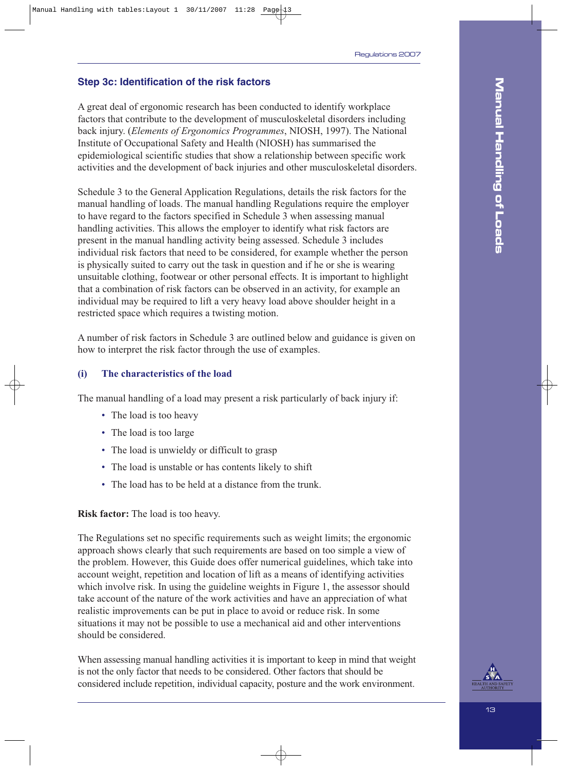## Step 3c: Identification of the risk factors

A great deal of ergonomic research has been conducted to identify workplace factors that contribute to the development of musculoskeletal disorders including back injury. (*Elements of Ergonomics Programmes*, NIOSH, 1997). The National Institute of Occupational Safety and Health (NIOSH) has summarised the epidemiological scientific studies that show a relationship between specific work activities and the development of back injuries and other musculoskeletal disorders.

Schedule 3 to the General Application Regulations, details the risk factors for the manual handling of loads. The manual handling Regulations require the employer to have regard to the factors specified in Schedule 3 when assessing manual handling activities. This allows the employer to identify what risk factors are present in the manual handling activity being assessed. Schedule 3 includes individual risk factors that need to be considered, for example whether the person is physically suited to carry out the task in question and if he or she is wearing unsuitable clothing, footwear or other personal effects. It is important to highlight that a combination of risk factors can be observed in an activity, for example an individual may be required to lift a very heavy load above shoulder height in a restricted space which requires a twisting motion.

A number of risk factors in Schedule 3 are outlined below and guidance is given on how to interpret the risk factor through the use of examples.

### (i) The characteristics of the load

The manual handling of a load may present a risk particularly of back injury if:

- The load is too heavy
- The load is too large
- The load is unwieldy or difficult to grasp
- The load is unstable or has contents likely to shift
- The load has to be held at a distance from the trunk.

**Risk factor:** The load is too heavy.

The Regulations set no specific requirements such as weight limits; the ergonomic approach shows clearly that such requirements are based on too simple a view of the problem. However, this Guide does offer numerical guidelines, which take into account weight, repetition and location of lift as a means of identifying activities which involve risk. In using the guideline weights in Figure 1, the assessor should take account of the nature of the work activities and have an appreciation of what realistic improvements can be put in place to avoid or reduce risk. In some situations it may not be possible to use a mechanical aid and other interventions should be considered.

When assessing manual handling activities it is important to keep in mind that weight is not the only factor that needs to be considered. Other factors that should be considered include repetition, individual capacity, posture and the work environment.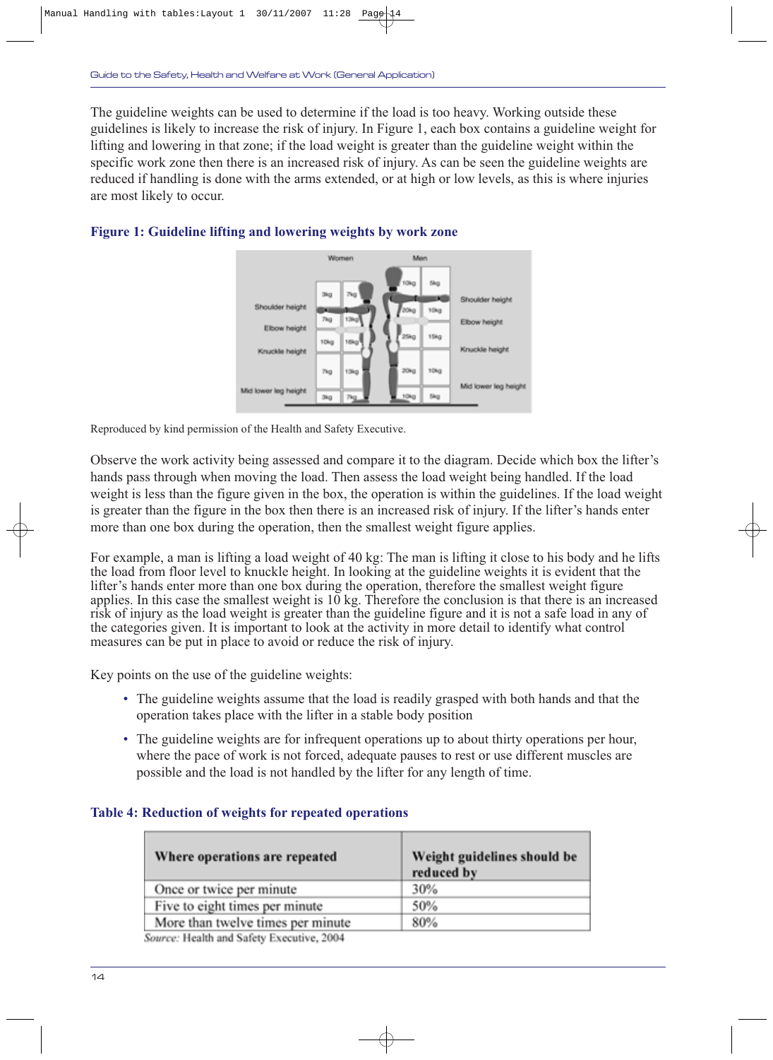The guideline weights can be used to determine if the load is too heavy. Working outside these guidelines is likely to increase the risk of injury. In Figure 1, each box contains a guideline weight for lifting and lowering in that zone; if the load weight is greater than the guideline weight within the specific work zone then there is an increased risk of injury. As can be seen the guideline weights are reduced if handling is done with the arms extended, or at high or low levels, as this is where injuries are most likely to occur.

### Figure 1: Guideline lifting and lowering weights by work zone

Reproduced by kind permission of the Health and Safety Executive.

Observe the work activity being assessed and compare it to the diagram. Decide which box the lifter's hands pass through when moving the load. Then assess the load weight being handled. If the load weight is less than the figure given in the box, the operation is within the guidelines. If the load weight is greater than the figure in the box then there is an increased risk of injury. If the lifter's hands enter more than one box during the operation, then the smallest weight figure applies.

For example, a man is lifting a load weight of 40 kg: The man is lifting it close to his body and he lifts the load from floor level to knuckle height. In looking at the guideline weights it is evident that the lifter's hands enter more than one box during the operation, therefore the smallest weight figure applies. In this case the smallest weight is 10 kg. Therefore the conclusion is that there is an increased risk of injury as the load weight is greater than the guideline figure and it is not a safe load in any of the categories given. It is important to look at the activity in more detail to identify what control measures can be put in place to avoid or reduce the risk of injury.

Key points on the use of the guideline weights:

- The guideline weights assume that the load is readily grasped with both hands and that the operation takes place with the lifter in a stable body position
- The guideline weights are for infrequent operations up to about thirty operations per hour, where the pace of work is not forced, adequate pauses to rest or use different muscles are possible and the load is not handled by the lifter for any length of time.

### Table 4: Reduction of weights for repeated operations

| Where operations are repeated | Weight guidelines should be reduced by |
|---|---|
| Once or twice per minute | 30% |
| Five to eight times per minute | 50% |
| More than twelve times per minute | 80% |

*Source:* Health and Safety Executive, 2004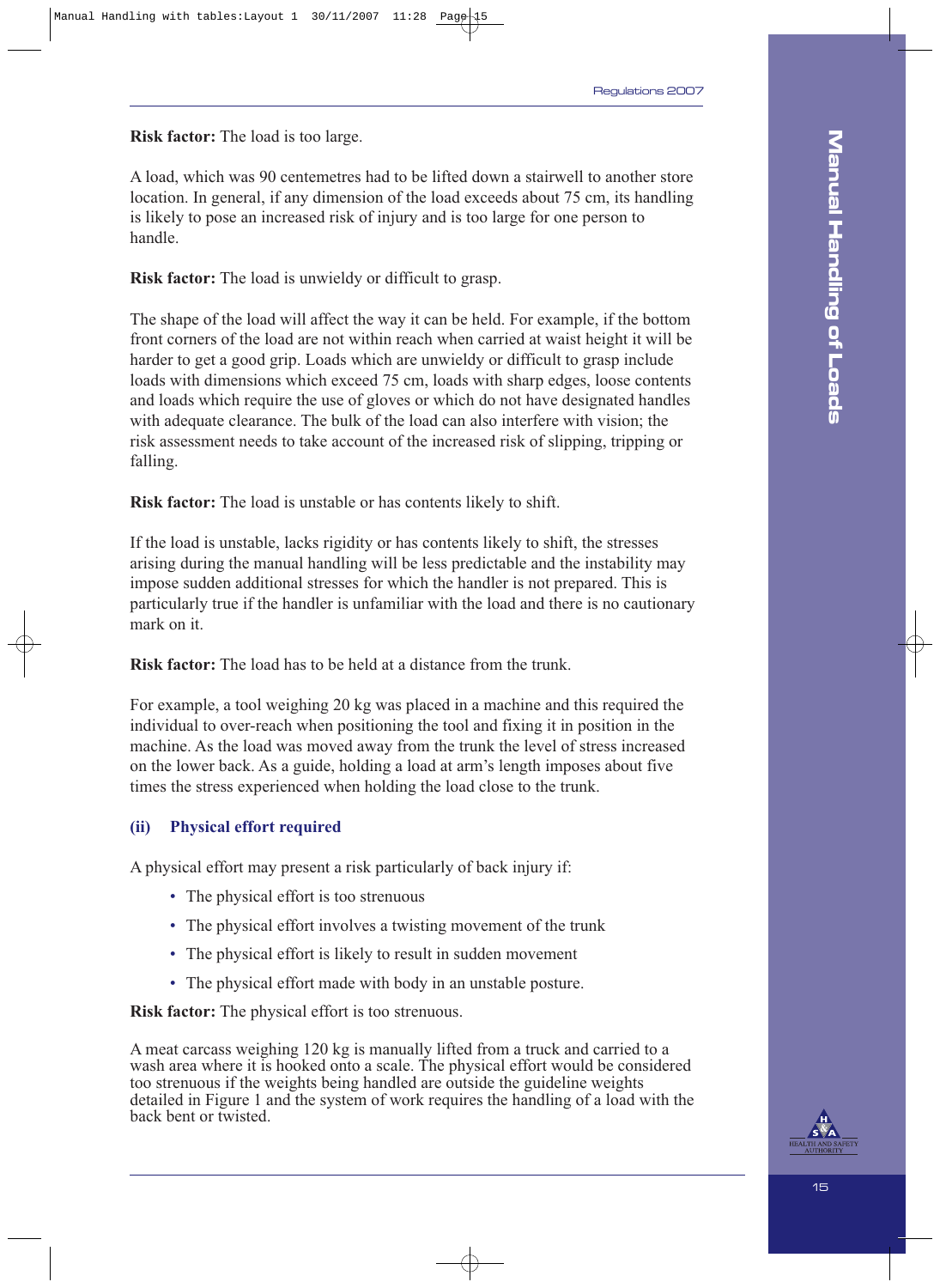**Risk factor:** The load is too large.

A load, which was 90 centemetres had to be lifted down a stairwell to another store location. In general, if any dimension of the load exceeds about 75 cm, its handling is likely to pose an increased risk of injury and is too large for one person to handle.

**Risk factor:** The load is unwieldy or difficult to grasp.

The shape of the load will affect the way it can be held. For example, if the bottom front corners of the load are not within reach when carried at waist height it will be harder to get a good grip. Loads which are unwieldy or difficult to grasp include loads with dimensions which exceed 75 cm, loads with sharp edges, loose contents and loads which require the use of gloves or which do not have designated handles with adequate clearance. The bulk of the load can also interfere with vision; the risk assessment needs to take account of the increased risk of slipping, tripping or falling.

**Risk factor:** The load is unstable or has contents likely to shift.

If the load is unstable, lacks rigidity or has contents likely to shift, the stresses arising during the manual handling will be less predictable and the instability may impose sudden additional stresses for which the handler is not prepared. This is particularly true if the handler is unfamiliar with the load and there is no cautionary mark on it.

**Risk factor:** The load has to be held at a distance from the trunk.

For example, a tool weighing 20 kg was placed in a machine and this required the individual to over-reach when positioning the tool and fixing it in position in the machine. As the load was moved away from the trunk the level of stress increased on the lower back. As a guide, holding a load at arm's length imposes about five times the stress experienced when holding the load close to the trunk.

### (ii) Physical effort required

A physical effort may present a risk particularly of back injury if:

- The physical effort is too strenuous
- The physical effort involves a twisting movement of the trunk
- The physical effort is likely to result in sudden movement
- The physical effort made with body in an unstable posture.

**Risk factor:** The physical effort is too strenuous.

A meat carcass weighing 120 kg is manually lifted from a truck and carried to a wash area where it is hooked onto a scale. The physical effort would be considered too strenuous if the weights being handled are outside the guideline weights detailed in Figure 1 and the system of work requires the handling of a load with the back bent or twisted.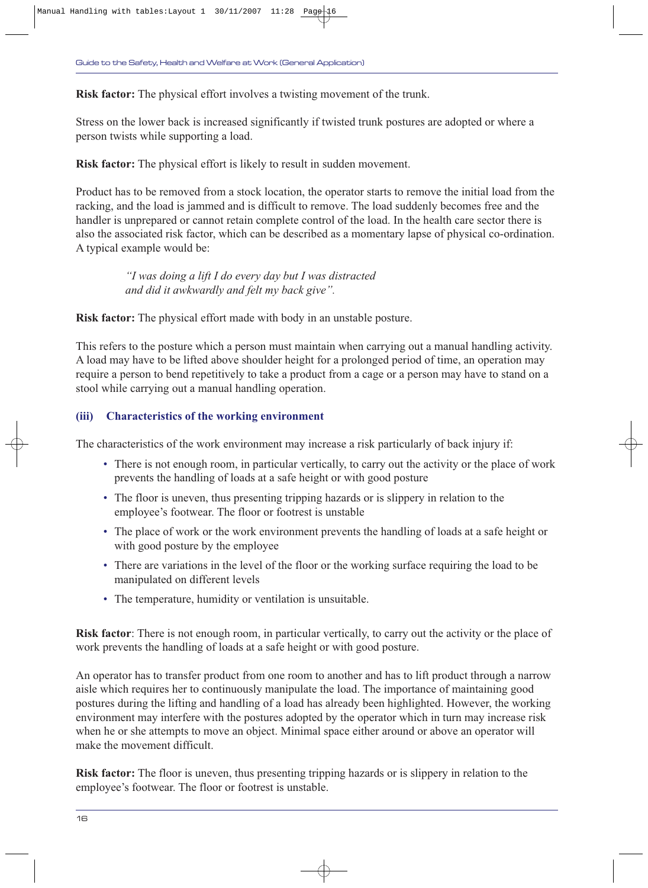**Risk factor:** The physical effort involves a twisting movement of the trunk.

Stress on the lower back is increased significantly if twisted trunk postures are adopted or where a person twists while supporting a load.

**Risk factor:** The physical effort is likely to result in sudden movement.

Product has to be removed from a stock location, the operator starts to remove the initial load from the racking, and the load is jammed and is difficult to remove. The load suddenly becomes free and the handler is unprepared or cannot retain complete control of the load. In the health care sector there is also the associated risk factor, which can be described as a momentary lapse of physical co-ordination. A typical example would be:

> *"I was doing a lift I do every day but I was distracted and did it awkwardly and felt my back give".*

**Risk factor:** The physical effort made with body in an unstable posture.

This refers to the posture which a person must maintain when carrying out a manual handling activity. A load may have to be lifted above shoulder height for a prolonged period of time, an operation may require a person to bend repetitively to take a product from a cage or a person may have to stand on a stool while carrying out a manual handling operation.

### (iii) Characteristics of the working environment

The characteristics of the work environment may increase a risk particularly of back injury if:

- There is not enough room, in particular vertically, to carry out the activity or the place of work prevents the handling of loads at a safe height or with good posture
- The floor is uneven, thus presenting tripping hazards or is slippery in relation to the employee's footwear. The floor or footrest is unstable
- The place of work or the work environment prevents the handling of loads at a safe height or with good posture by the employee
- There are variations in the level of the floor or the working surface requiring the load to be manipulated on different levels
- The temperature, humidity or ventilation is unsuitable.

**Risk factor**: There is not enough room, in particular vertically, to carry out the activity or the place of work prevents the handling of loads at a safe height or with good posture.

An operator has to transfer product from one room to another and has to lift product through a narrow aisle which requires her to continuously manipulate the load. The importance of maintaining good postures during the lifting and handling of a load has already been highlighted. However, the working environment may interfere with the postures adopted by the operator which in turn may increase risk when he or she attempts to move an object. Minimal space either around or above an operator will make the movement difficult.

**Risk factor:** The floor is uneven, thus presenting tripping hazards or is slippery in relation to the employee's footwear. The floor or footrest is unstable.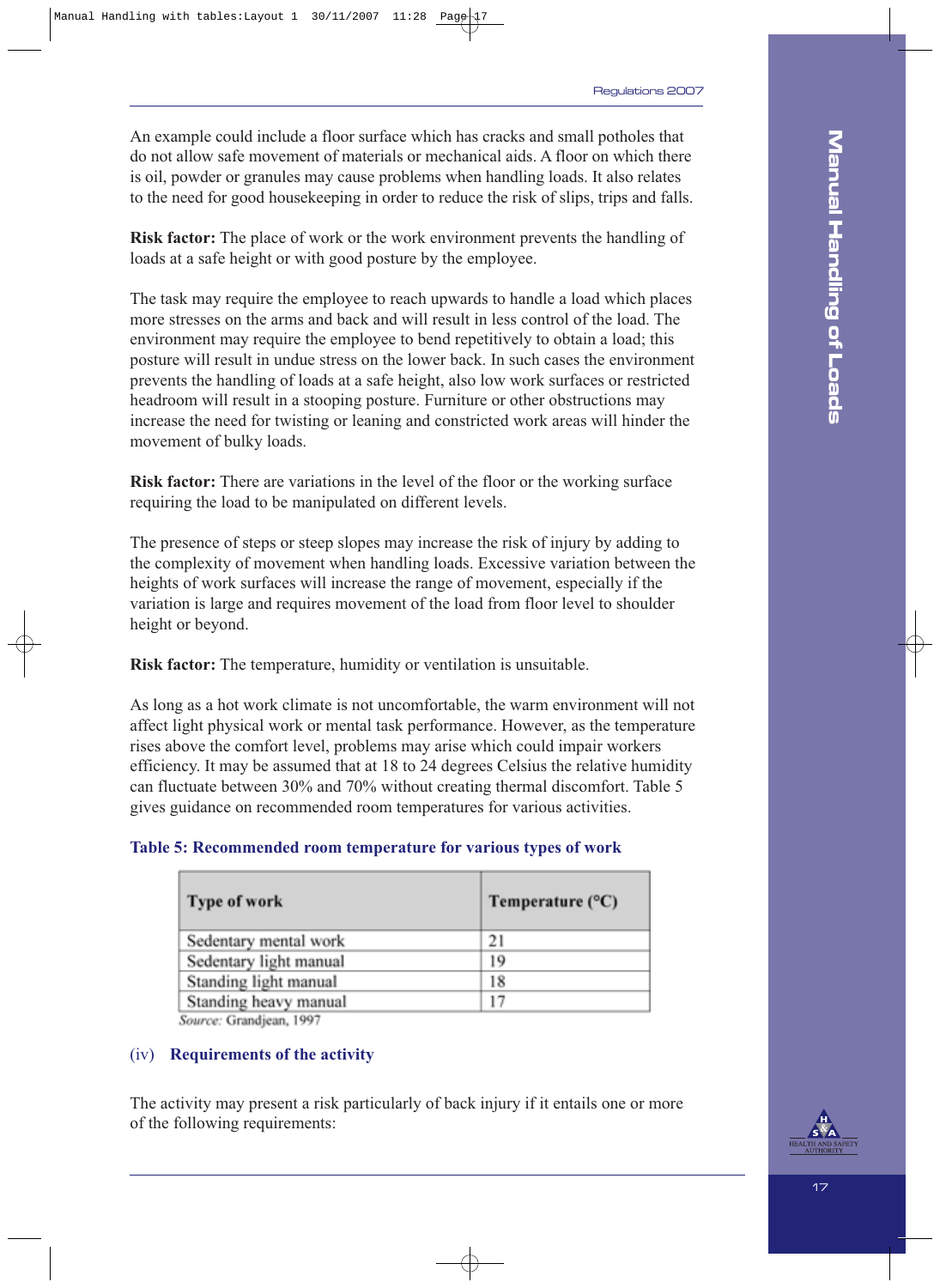An example could include a floor surface which has cracks and small potholes that do not allow safe movement of materials or mechanical aids. A floor on which there is oil, powder or granules may cause problems when handling loads. It also relates to the need for good housekeeping in order to reduce the risk of slips, trips and falls.

**Risk factor:** The place of work or the work environment prevents the handling of loads at a safe height or with good posture by the employee.

The task may require the employee to reach upwards to handle a load which places more stresses on the arms and back and will result in less control of the load. The environment may require the employee to bend repetitively to obtain a load; this posture will result in undue stress on the lower back. In such cases the environment prevents the handling of loads at a safe height, also low work surfaces or restricted headroom will result in a stooping posture. Furniture or other obstructions may increase the need for twisting or leaning and constricted work areas will hinder the movement of bulky loads.

**Risk factor:** There are variations in the level of the floor or the working surface requiring the load to be manipulated on different levels.

The presence of steps or steep slopes may increase the risk of injury by adding to the complexity of movement when handling loads. Excessive variation between the heights of work surfaces will increase the range of movement, especially if the variation is large and requires movement of the load from floor level to shoulder height or beyond.

**Risk factor:** The temperature, humidity or ventilation is unsuitable.

As long as a hot work climate is not uncomfortable, the warm environment will not affect light physical work or mental task performance. However, as the temperature rises above the comfort level, problems may arise which could impair workers efficiency. It may be assumed that at 18 to 24 degrees Celsius the relative humidity can fluctuate between 30% and 70% without creating thermal discomfort. Table 5 gives guidance on recommended room temperatures for various activities.

**Table 5: Recommended room temperature for various types of work**

| Type of work | Temperature (°C) |
|---|---|
| Sedentary mental work | 21 |
| Sedentary light manual | 19 |
| Standing light manual | 18 |
| Standing heavy manual | 17 |

*Source:* Grandjean, 1997

### (iv) Requirements of the activity

The activity may present a risk particularly of back injury if it entails one or more of the following requirements: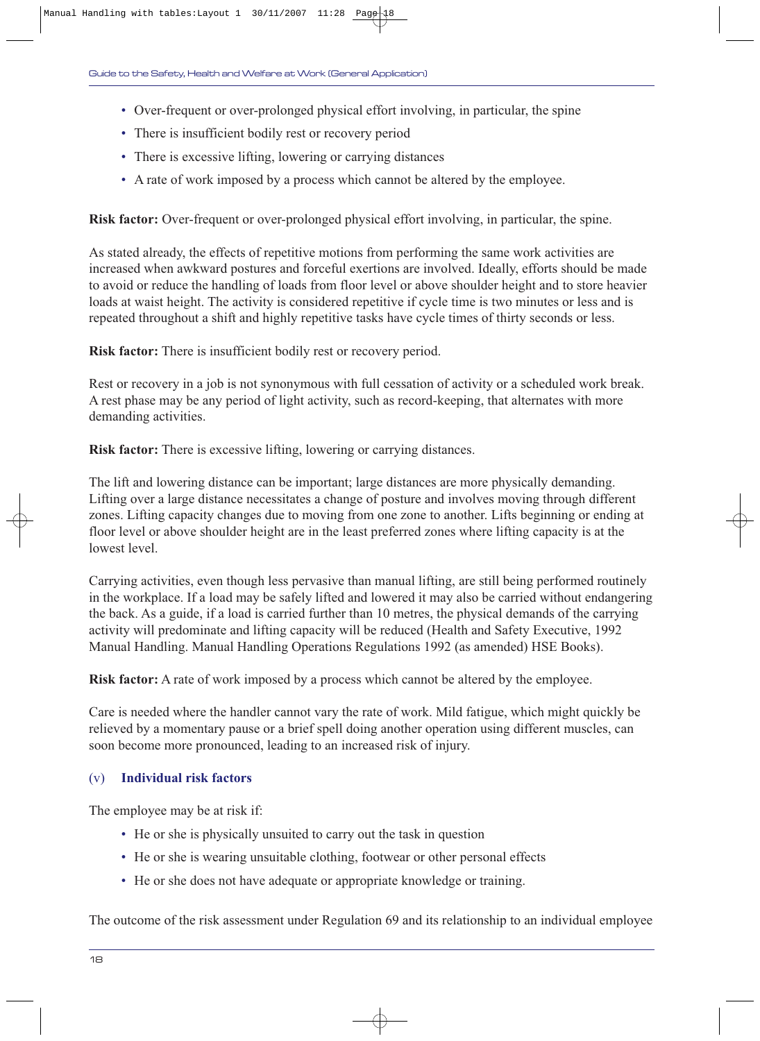- Over-frequent or over-prolonged physical effort involving, in particular, the spine
- There is insufficient bodily rest or recovery period
- There is excessive lifting, lowering or carrying distances
- A rate of work imposed by a process which cannot be altered by the employee.

**Risk factor:** Over-frequent or over-prolonged physical effort involving, in particular, the spine.

As stated already, the effects of repetitive motions from performing the same work activities are increased when awkward postures and forceful exertions are involved. Ideally, efforts should be made to avoid or reduce the handling of loads from floor level or above shoulder height and to store heavier loads at waist height. The activity is considered repetitive if cycle time is two minutes or less and is repeated throughout a shift and highly repetitive tasks have cycle times of thirty seconds or less.

**Risk factor:** There is insufficient bodily rest or recovery period.

Rest or recovery in a job is not synonymous with full cessation of activity or a scheduled work break. A rest phase may be any period of light activity, such as record-keeping, that alternates with more demanding activities.

**Risk factor:** There is excessive lifting, lowering or carrying distances.

The lift and lowering distance can be important; large distances are more physically demanding. Lifting over a large distance necessitates a change of posture and involves moving through different zones. Lifting capacity changes due to moving from one zone to another. Lifts beginning or ending at floor level or above shoulder height are in the least preferred zones where lifting capacity is at the lowest level.

Carrying activities, even though less pervasive than manual lifting, are still being performed routinely in the workplace. If a load may be safely lifted and lowered it may also be carried without endangering the back. As a guide, if a load is carried further than 10 metres, the physical demands of the carrying activity will predominate and lifting capacity will be reduced (Health and Safety Executive, 1992 Manual Handling. Manual Handling Operations Regulations 1992 (as amended) HSE Books).

**Risk factor:** A rate of work imposed by a process which cannot be altered by the employee.

Care is needed where the handler cannot vary the rate of work. Mild fatigue, which might quickly be relieved by a momentary pause or a brief spell doing another operation using different muscles, can soon become more pronounced, leading to an increased risk of injury.

### (v) Individual risk factors

The employee may be at risk if:

- He or she is physically unsuited to carry out the task in question
- He or she is wearing unsuitable clothing, footwear or other personal effects
- He or she does not have adequate or appropriate knowledge or training.

The outcome of the risk assessment under Regulation 69 and its relationship to an individual employee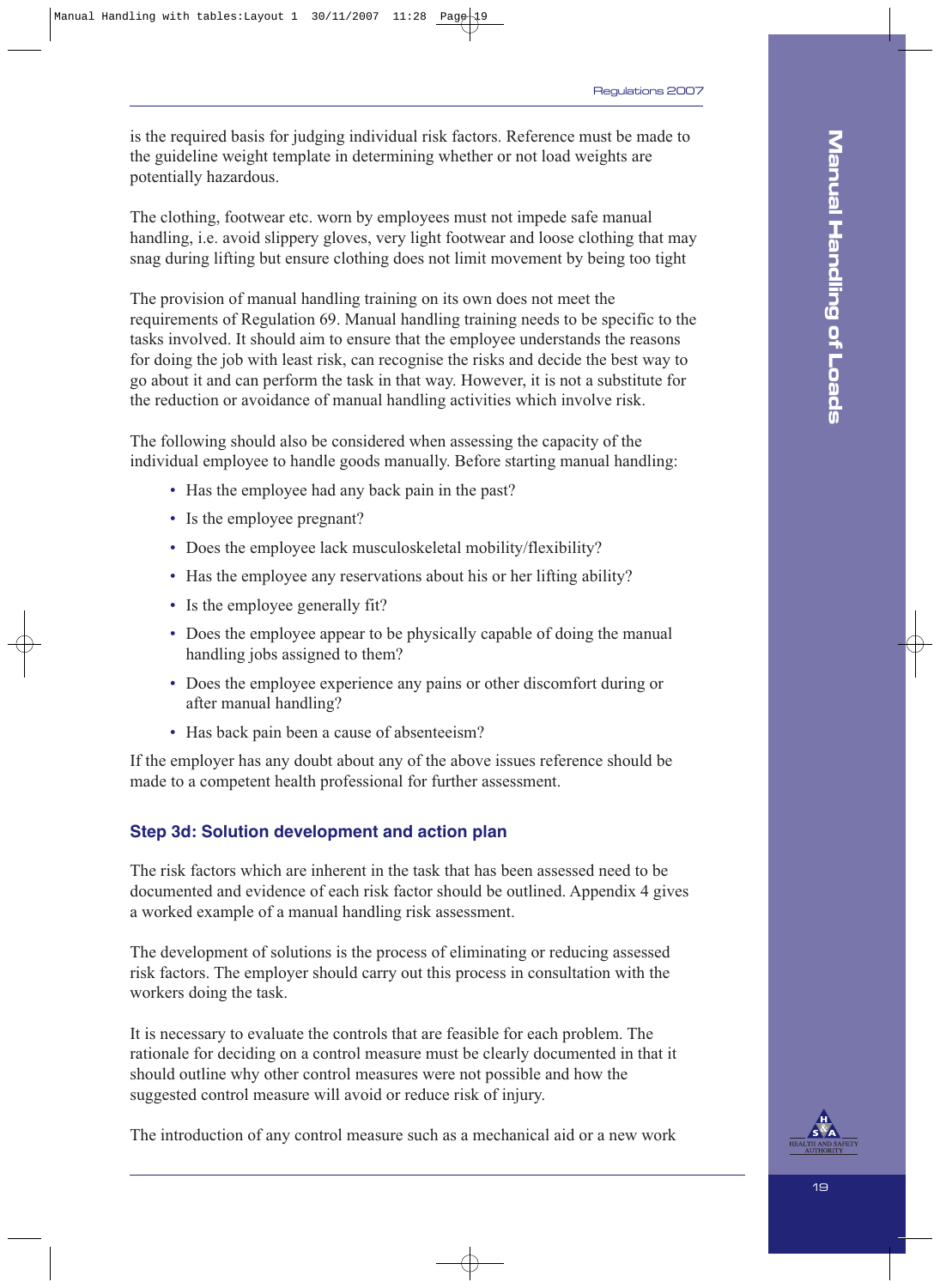is the required basis for judging individual risk factors. Reference must be made to the guideline weight template in determining whether or not load weights are potentially hazardous.

The clothing, footwear etc. worn by employees must not impede safe manual handling, i.e. avoid slippery gloves, very light footwear and loose clothing that may snag during lifting but ensure clothing does not limit movement by being too tight

The provision of manual handling training on its own does not meet the requirements of Regulation 69. Manual handling training needs to be specific to the tasks involved. It should aim to ensure that the employee understands the reasons for doing the job with least risk, can recognise the risks and decide the best way to go about it and can perform the task in that way. However, it is not a substitute for the reduction or avoidance of manual handling activities which involve risk.

The following should also be considered when assessing the capacity of the individual employee to handle goods manually. Before starting manual handling:

- Has the employee had any back pain in the past?
- Is the employee pregnant?
- Does the employee lack musculoskeletal mobility/flexibility?
- Has the employee any reservations about his or her lifting ability?
- Is the employee generally fit?
- Does the employee appear to be physically capable of doing the manual handling jobs assigned to them?
- Does the employee experience any pains or other discomfort during or after manual handling?
- Has back pain been a cause of absenteeism?

If the employer has any doubt about any of the above issues reference should be made to a competent health professional for further assessment.

### Step 3d: Solution development and action plan

The risk factors which are inherent in the task that has been assessed need to be documented and evidence of each risk factor should be outlined. Appendix 4 gives a worked example of a manual handling risk assessment.

The development of solutions is the process of eliminating or reducing assessed risk factors. The employer should carry out this process in consultation with the workers doing the task.

It is necessary to evaluate the controls that are feasible for each problem. The rationale for deciding on a control measure must be clearly documented in that it should outline why other control measures were not possible and how the suggested control measure will avoid or reduce risk of injury.

The introduction of any control measure such as a mechanical aid or a new work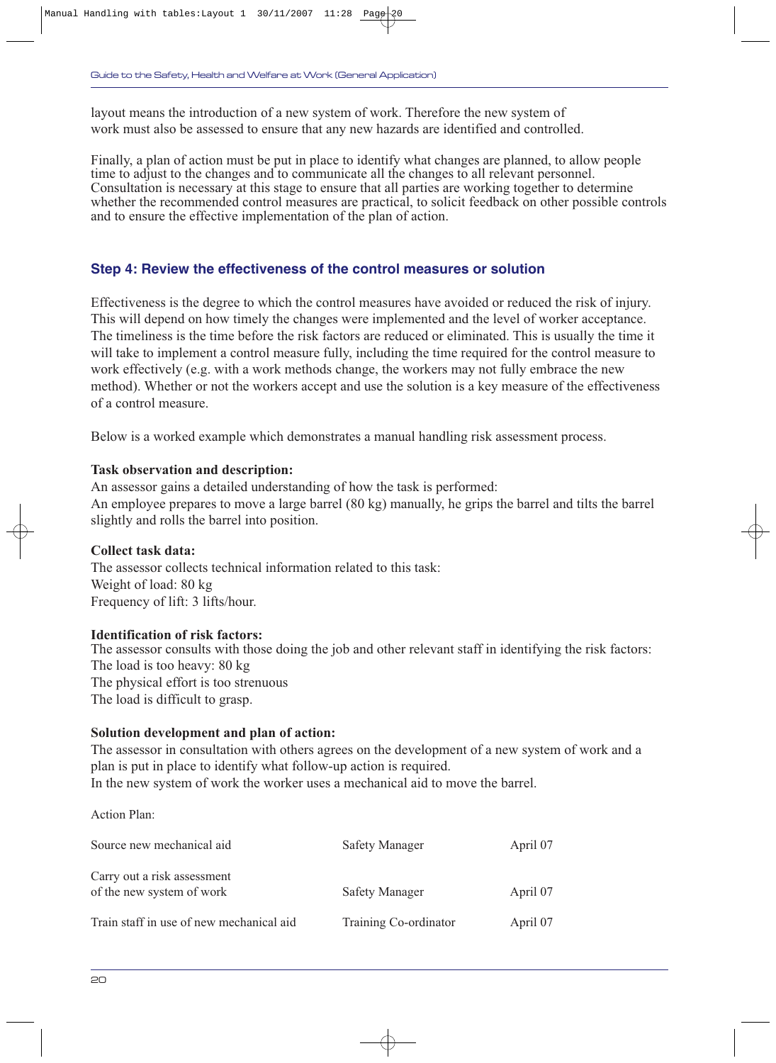layout means the introduction of a new system of work. Therefore the new system of work must also be assessed to ensure that any new hazards are identified and controlled.

Finally, a plan of action must be put in place to identify what changes are planned, to allow people time to adjust to the changes and to communicate all the changes to all relevant personnel. Consultation is necessary at this stage to ensure that all parties are working together to determine whether the recommended control measures are practical, to solicit feedback on other possible controls and to ensure the effective implementation of the plan of action.

### Step 4: Review the effectiveness of the control measures or solution

Effectiveness is the degree to which the control measures have avoided or reduced the risk of injury. This will depend on how timely the changes were implemented and the level of worker acceptance. The timeliness is the time before the risk factors are reduced or eliminated. This is usually the time it will take to implement a control measure fully, including the time required for the control measure to work effectively (e.g. with a work methods change, the workers may not fully embrace the new method). Whether or not the workers accept and use the solution is a key measure of the effectiveness of a control measure.

Below is a worked example which demonstrates a manual handling risk assessment process.

**Task observation and description:**
An assessor gains a detailed understanding of how the task is performed:
An employee prepares to move a large barrel (80 kg) manually, he grips the barrel and tilts the barrel slightly and rolls the barrel into position.

**Collect task data:**
The assessor collects technical information related to this task:
Weight of load: 80 kg
Frequency of lift: 3 lifts/hour.

**Identification of risk factors:**
The assessor consults with those doing the job and other relevant staff in identifying the risk factors:
The load is too heavy: 80 kg
The physical effort is too strenuous
The load is difficult to grasp.

**Solution development and plan of action:**
The assessor in consultation with others agrees on the development of a new system of work and a plan is put in place to identify what follow-up action is required.
In the new system of work the worker uses a mechanical aid to move the barrel.

Action Plan:

| | | |
|---|---|---|
| Source new mechanical aid | Safety Manager | April 07 |
| Carry out a risk assessment of the new system of work | Safety Manager | April 07 |
| Train staff in use of new mechanical aid | Training Co-ordinator | April 07 |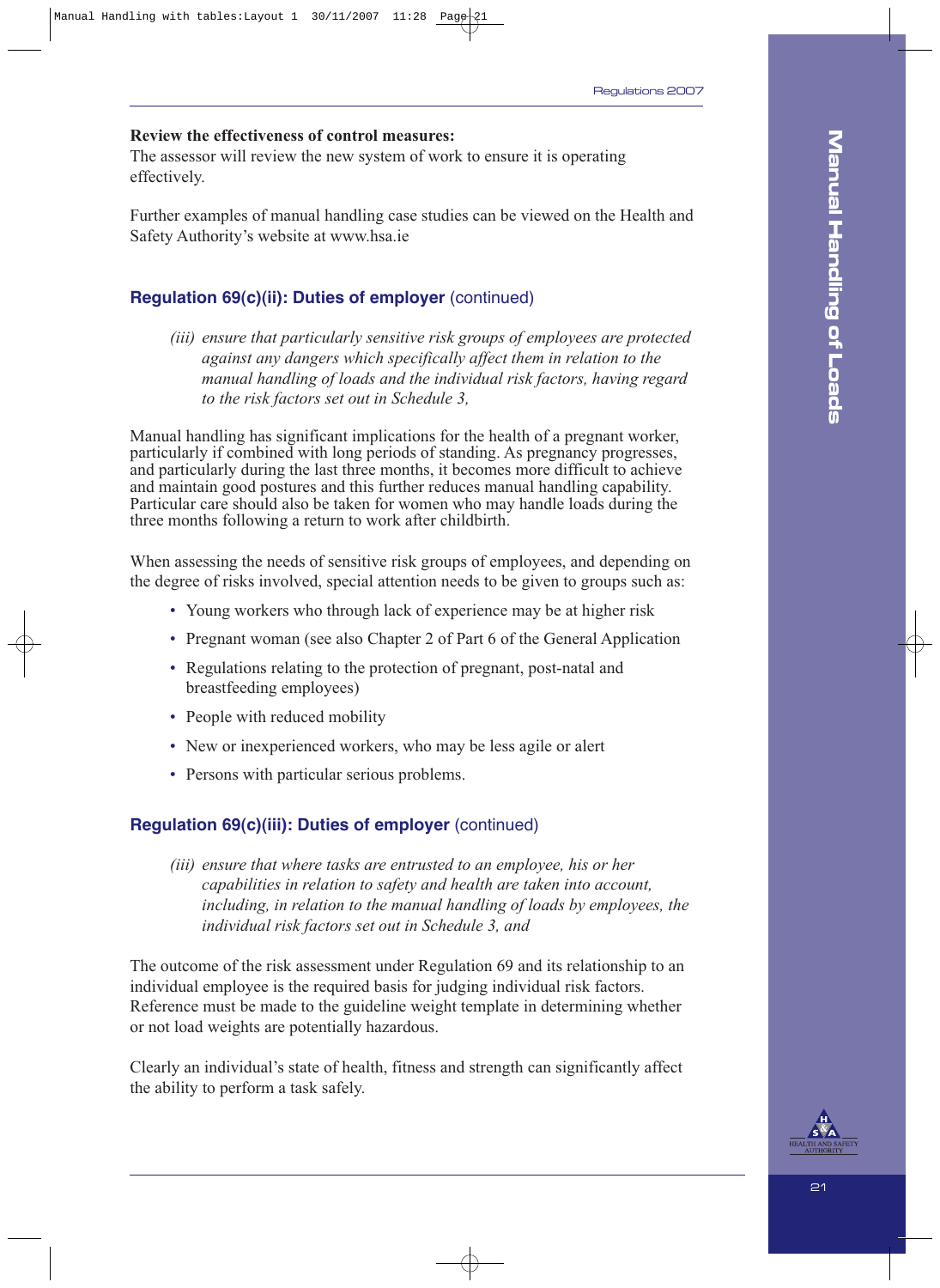**Review the effectiveness of control measures:**
The assessor will review the new system of work to ensure it is operating effectively.

Further examples of manual handling case studies can be viewed on the Health and Safety Authority's website at www.hsa.ie

### Regulation 69(c)(ii): Duties of employer (continued)

> *(iii) ensure that particularly sensitive risk groups of employees are protected against any dangers which specifically affect them in relation to the manual handling of loads and the individual risk factors, having regard to the risk factors set out in Schedule 3,*

Manual handling has significant implications for the health of a pregnant worker, particularly if combined with long periods of standing. As pregnancy progresses, and particularly during the last three months, it becomes more difficult to achieve and maintain good postures and this further reduces manual handling capability. Particular care should also be taken for women who may handle loads during the three months following a return to work after childbirth.

When assessing the needs of sensitive risk groups of employees, and depending on the degree of risks involved, special attention needs to be given to groups such as:

- Young workers who through lack of experience may be at higher risk
- Pregnant woman (see also Chapter 2 of Part 6 of the General Application
- Regulations relating to the protection of pregnant, post-natal and breastfeeding employees)
- People with reduced mobility
- New or inexperienced workers, who may be less agile or alert
- Persons with particular serious problems.

### Regulation 69(c)(iii): Duties of employer (continued)

> *(iii) ensure that where tasks are entrusted to an employee, his or her capabilities in relation to safety and health are taken into account, including, in relation to the manual handling of loads by employees, the individual risk factors set out in Schedule 3, and*

The outcome of the risk assessment under Regulation 69 and its relationship to an individual employee is the required basis for judging individual risk factors. Reference must be made to the guideline weight template in determining whether or not load weights are potentially hazardous.

Clearly an individual's state of health, fitness and strength can significantly affect the ability to perform a task safely.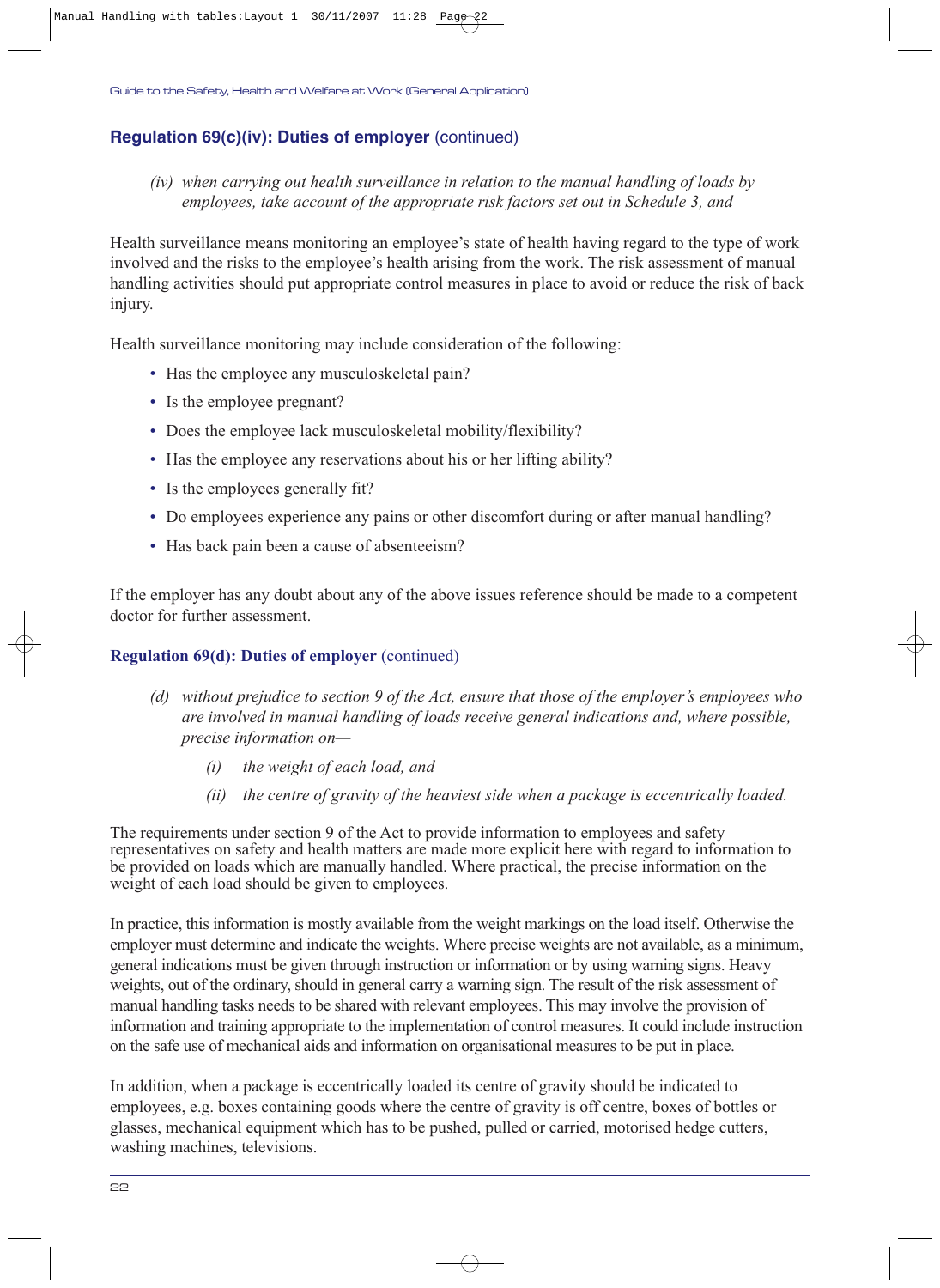## **Regulation 69(c)(iv): Duties of employer** (continued)

*(iv) when carrying out health surveillance in relation to the manual handling of loads by employees, take account of the appropriate risk factors set out in Schedule 3, and*

Health surveillance means monitoring an employee's state of health having regard to the type of work involved and the risks to the employee's health arising from the work. The risk assessment of manual handling activities should put appropriate control measures in place to avoid or reduce the risk of back injury.

Health surveillance monitoring may include consideration of the following:

- Has the employee any musculoskeletal pain?
- Is the employee pregnant?
- Does the employee lack musculoskeletal mobility/flexibility?
- Has the employee any reservations about his or her lifting ability?
- Is the employees generally fit?
- Do employees experience any pains or other discomfort during or after manual handling?
- Has back pain been a cause of absenteeism?

If the employer has any doubt about any of the above issues reference should be made to a competent doctor for further assessment.

## **Regulation 69(d): Duties of employer** (continued)

*(d) without prejudice to section 9 of the Act, ensure that those of the employer's employees who are involved in manual handling of loads receive general indications and, where possible, precise information on—*

*(i) the weight of each load, and*

*(ii) the centre of gravity of the heaviest side when a package is eccentrically loaded.*

The requirements under section 9 of the Act to provide information to employees and safety representatives on safety and health matters are made more explicit here with regard to information to be provided on loads which are manually handled. Where practical, the precise information on the weight of each load should be given to employees.

In practice, this information is mostly available from the weight markings on the load itself. Otherwise the employer must determine and indicate the weights. Where precise weights are not available, as a minimum, general indications must be given through instruction or information or by using warning signs. Heavy weights, out of the ordinary, should in general carry a warning sign. The result of the risk assessment of manual handling tasks needs to be shared with relevant employees. This may involve the provision of information and training appropriate to the implementation of control measures. It could include instruction on the safe use of mechanical aids and information on organisational measures to be put in place.

In addition, when a package is eccentrically loaded its centre of gravity should be indicated to employees, e.g. boxes containing goods where the centre of gravity is off centre, boxes of bottles or glasses, mechanical equipment which has to be pushed, pulled or carried, motorised hedge cutters, washing machines, televisions.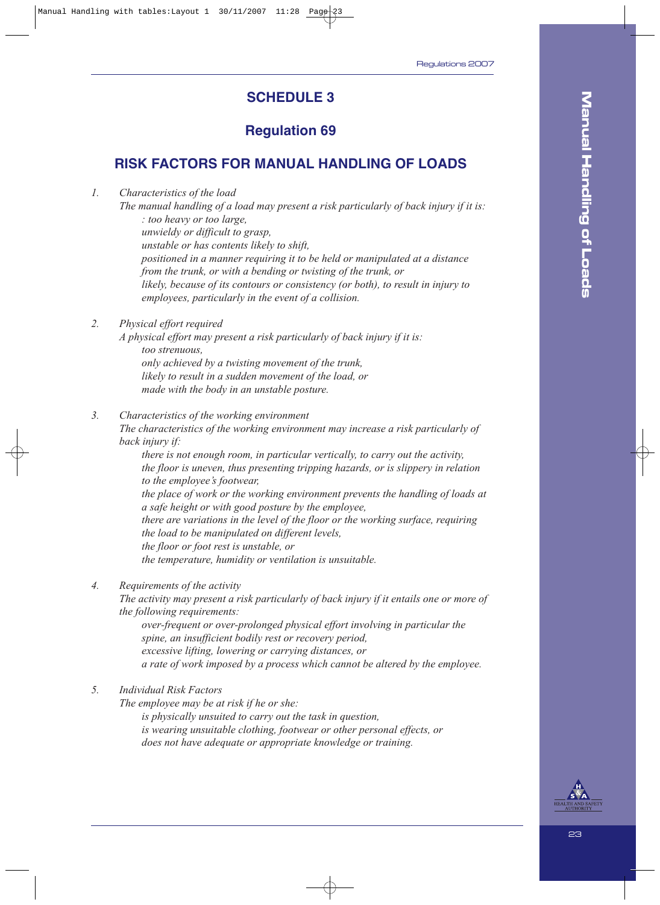# SCHEDULE 3

## Regulation 69

## RISK FACTORS FOR MANUAL HANDLING OF LOADS

1. *Characteristics of the load*

   *The manual handling of a load may present a risk particularly of back injury if it is:*

   *: too heavy or too large,*
   *unwieldy or difficult to grasp,*
   *unstable or has contents likely to shift,*
   *positioned in a manner requiring it to be held or manipulated at a distance from the trunk, or with a bending or twisting of the trunk, or*
   *likely, because of its contours or consistency (or both), to result in injury to employees, particularly in the event of a collision.*

2. *Physical effort required*

   *A physical effort may present a risk particularly of back injury if it is:*

   *too strenuous,*
   *only achieved by a twisting movement of the trunk,*
   *likely to result in a sudden movement of the load, or*
   *made with the body in an unstable posture.*

3. *Characteristics of the working environment*

   *The characteristics of the working environment may increase a risk particularly of back injury if:*

   *there is not enough room, in particular vertically, to carry out the activity,*
   *the floor is uneven, thus presenting tripping hazards, or is slippery in relation to the employee's footwear,*
   *the place of work or the working environment prevents the handling of loads at a safe height or with good posture by the employee,*
   *there are variations in the level of the floor or the working surface, requiring the load to be manipulated on different levels,*
   *the floor or foot rest is unstable, or*
   *the temperature, humidity or ventilation is unsuitable.*

4. *Requirements of the activity*

   *The activity may present a risk particularly of back injury if it entails one or more of the following requirements:*

   *over-frequent or over-prolonged physical effort involving in particular the spine, an insufficient bodily rest or recovery period,*
   *excessive lifting, lowering or carrying distances, or*
   *a rate of work imposed by a process which cannot be altered by the employee.*

5. *Individual Risk Factors*

   *The employee may be at risk if he or she:*

   *is physically unsuited to carry out the task in question,*
   *is wearing unsuitable clothing, footwear or other personal effects, or*
   *does not have adequate or appropriate knowledge or training.*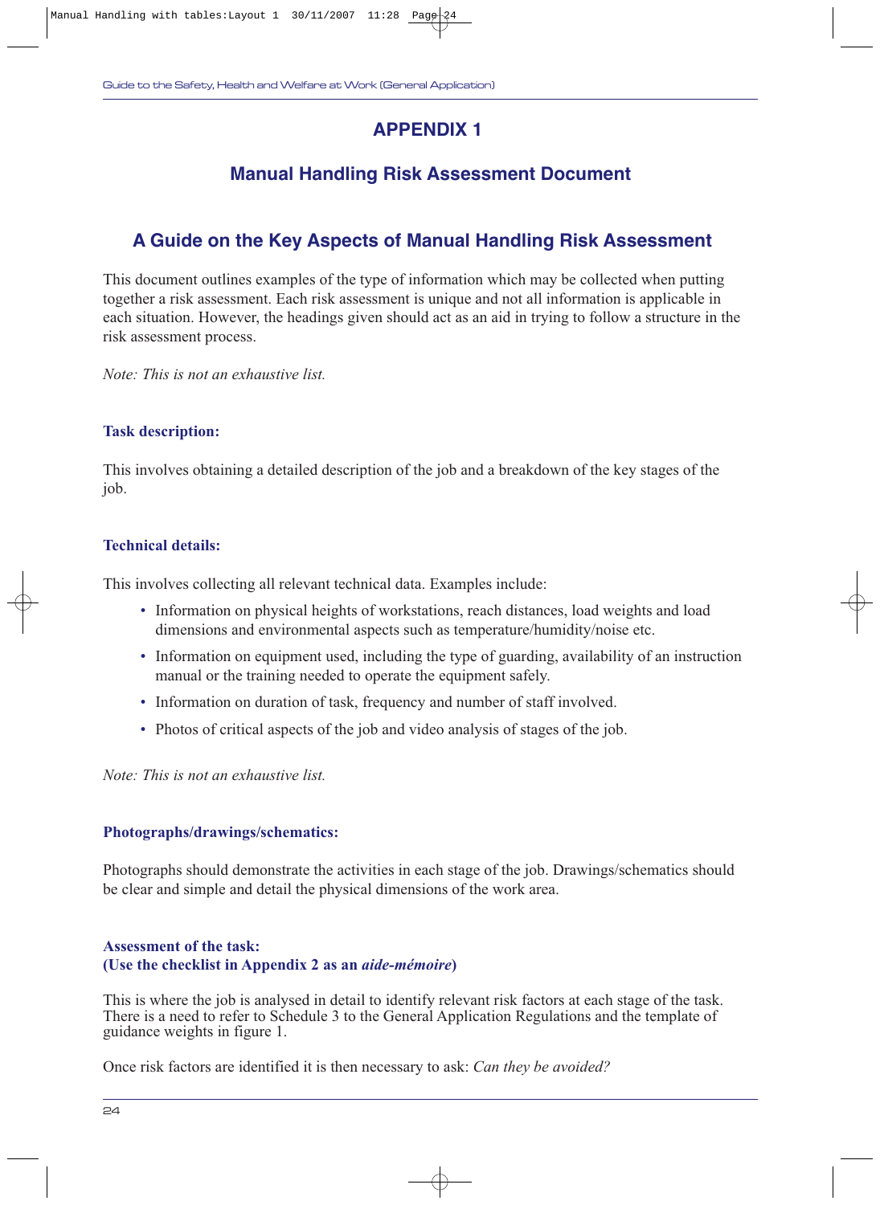# APPENDIX 1

## Manual Handling Risk Assessment Document

## A Guide on the Key Aspects of Manual Handling Risk Assessment

This document outlines examples of the type of information which may be collected when putting together a risk assessment. Each risk assessment is unique and not all information is applicable in each situation. However, the headings given should act as an aid in trying to follow a structure in the risk assessment process.

*Note: This is not an exhaustive list.*

### Task description:

This involves obtaining a detailed description of the job and a breakdown of the key stages of the job.

### Technical details:

This involves collecting all relevant technical data. Examples include:

- Information on physical heights of workstations, reach distances, load weights and load dimensions and environmental aspects such as temperature/humidity/noise etc.
- Information on equipment used, including the type of guarding, availability of an instruction manual or the training needed to operate the equipment safely.
- Information on duration of task, frequency and number of staff involved.
- Photos of critical aspects of the job and video analysis of stages of the job.

*Note: This is not an exhaustive list.*

### Photographs/drawings/schematics:

Photographs should demonstrate the activities in each stage of the job. Drawings/schematics should be clear and simple and detail the physical dimensions of the work area.

### Assessment of the task:
### (Use the checklist in Appendix 2 as an *aide-mémoire*)

This is where the job is analysed in detail to identify relevant risk factors at each stage of the task. There is a need to refer to Schedule 3 to the General Application Regulations and the template of guidance weights in figure 1.

Once risk factors are identified it is then necessary to ask: *Can they be avoided?*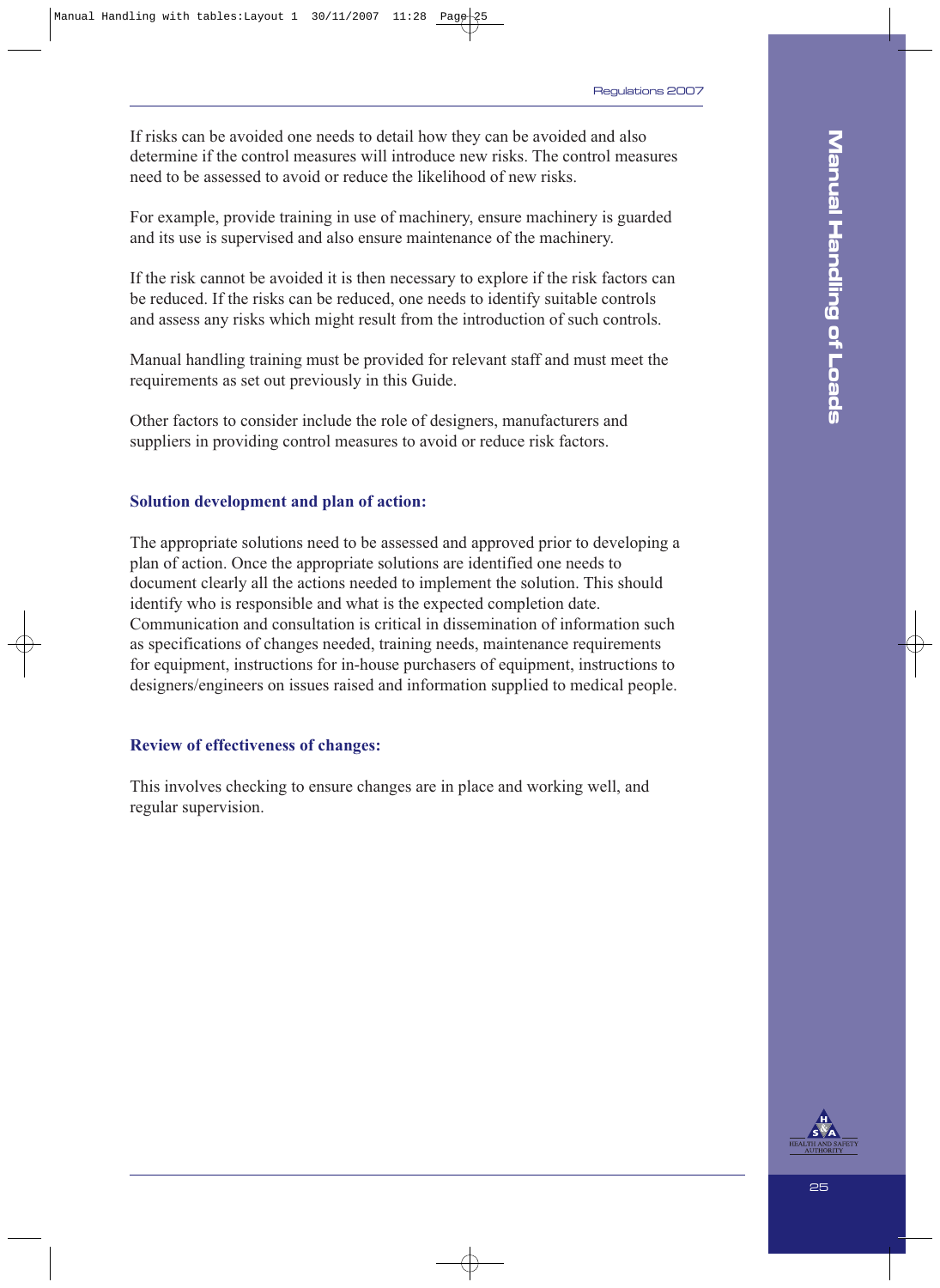If risks can be avoided one needs to detail how they can be avoided and also determine if the control measures will introduce new risks. The control measures need to be assessed to avoid or reduce the likelihood of new risks.

For example, provide training in use of machinery, ensure machinery is guarded and its use is supervised and also ensure maintenance of the machinery.

If the risk cannot be avoided it is then necessary to explore if the risk factors can be reduced. If the risks can be reduced, one needs to identify suitable controls and assess any risks which might result from the introduction of such controls.

Manual handling training must be provided for relevant staff and must meet the requirements as set out previously in this Guide.

Other factors to consider include the role of designers, manufacturers and suppliers in providing control measures to avoid or reduce risk factors.

### Solution development and plan of action:

The appropriate solutions need to be assessed and approved prior to developing a plan of action. Once the appropriate solutions are identified one needs to document clearly all the actions needed to implement the solution. This should identify who is responsible and what is the expected completion date. Communication and consultation is critical in dissemination of information such as specifications of changes needed, training needs, maintenance requirements for equipment, instructions for in-house purchasers of equipment, instructions to designers/engineers on issues raised and information supplied to medical people.

### Review of effectiveness of changes:

This involves checking to ensure changes are in place and working well, and regular supervision.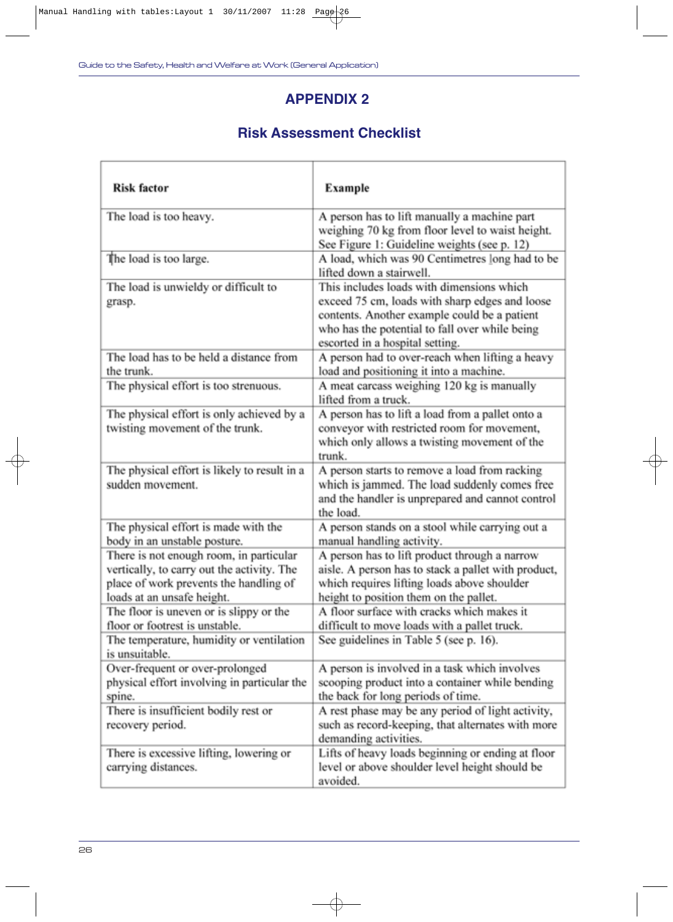# APPENDIX 2

## Risk Assessment Checklist

| Risk factor | Example |
|---|---|
| The load is too heavy. | A person has to lift manually a machine part weighing 70 kg from floor level to waist height. See Figure 1: Guideline weights (see p. 12) |
| The load is too large. | A load, which was 90 Centimetres long had to be lifted down a stairwell. |
| The load is unwieldy or difficult to grasp. | This includes loads with dimensions which exceed 75 cm, loads with sharp edges and loose contents. Another example could be a patient who has the potential to fall over while being escorted in a hospital setting. |
| The load has to be held a distance from the trunk. | A person had to over-reach when lifting a heavy load and positioning it into a machine. |
| The physical effort is too strenuous. | A meat carcass weighing 120 kg is manually lifted from a truck. |
| The physical effort is only achieved by a twisting movement of the trunk. | A person has to lift a load from a pallet onto a conveyor with restricted room for movement, which only allows a twisting movement of the trunk. |
| The physical effort is likely to result in a sudden movement. | A person starts to remove a load from racking which is jammed. The load suddenly comes free and the handler is unprepared and cannot control the load. |
| The physical effort is made with the body in an unstable posture. | A person stands on a stool while carrying out a manual handling activity. |
| There is not enough room, in particular vertically, to carry out the activity. The place of work prevents the handling of loads at an unsafe height. | A person has to lift product through a narrow aisle. A person has to stack a pallet with product, which requires lifting loads above shoulder height to position them on the pallet. |
| The floor is uneven or is slippy or the floor or footrest is unstable. | A floor surface with cracks which makes it difficult to move loads with a pallet truck. |
| The temperature, humidity or ventilation is unsuitable. | See guidelines in Table 5 (see p. 16). |
| Over-frequent or over-prolonged physical effort involving in particular the spine. | A person is involved in a task which involves scooping product into a container while bending the back for long periods of time. |
| There is insufficient bodily rest or recovery period. | A rest phase may be any period of light activity, such as record-keeping, that alternates with more demanding activities. |
| There is excessive lifting, lowering or carrying distances. | Lifts of heavy loads beginning or ending at floor level or above shoulder level height should be avoided. |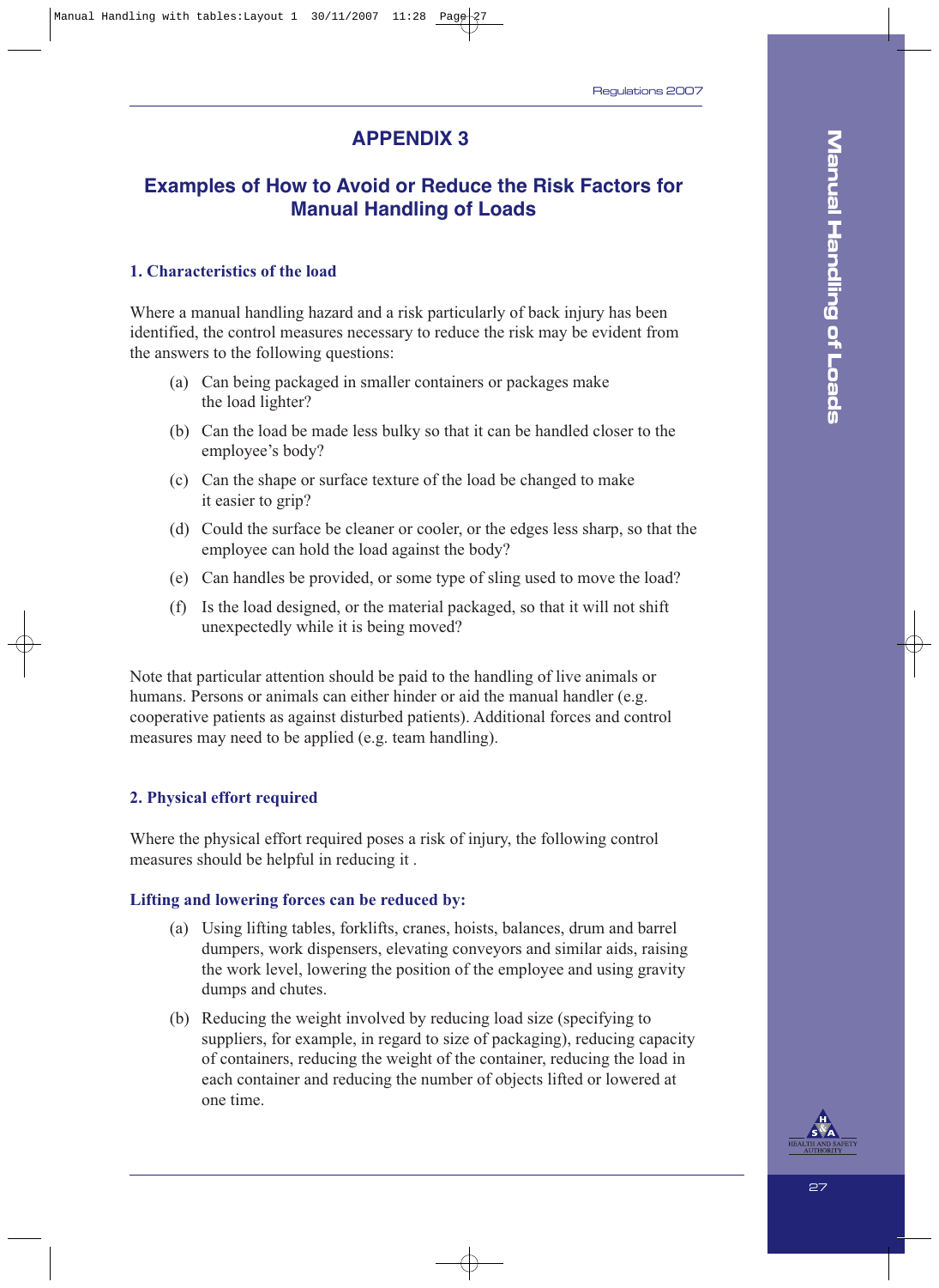# APPENDIX 3

## Examples of How to Avoid or Reduce the Risk Factors for Manual Handling of Loads

### 1. Characteristics of the load

Where a manual handling hazard and a risk particularly of back injury has been identified, the control measures necessary to reduce the risk may be evident from the answers to the following questions:

(a) Can being packaged in smaller containers or packages make the load lighter?

(b) Can the load be made less bulky so that it can be handled closer to the employee's body?

(c) Can the shape or surface texture of the load be changed to make it easier to grip?

(d) Could the surface be cleaner or cooler, or the edges less sharp, so that the employee can hold the load against the body?

(e) Can handles be provided, or some type of sling used to move the load?

(f) Is the load designed, or the material packaged, so that it will not shift unexpectedly while it is being moved?

Note that particular attention should be paid to the handling of live animals or humans. Persons or animals can either hinder or aid the manual handler (e.g. cooperative patients as against disturbed patients). Additional forces and control measures may need to be applied (e.g. team handling).

### 2. Physical effort required

Where the physical effort required poses a risk of injury, the following control measures should be helpful in reducing it .

#### Lifting and lowering forces can be reduced by:

(a) Using lifting tables, forklifts, cranes, hoists, balances, drum and barrel dumpers, work dispensers, elevating conveyors and similar aids, raising the work level, lowering the position of the employee and using gravity dumps and chutes.

(b) Reducing the weight involved by reducing load size (specifying to suppliers, for example, in regard to size of packaging), reducing capacity of containers, reducing the weight of the container, reducing the load in each container and reducing the number of objects lifted or lowered at one time.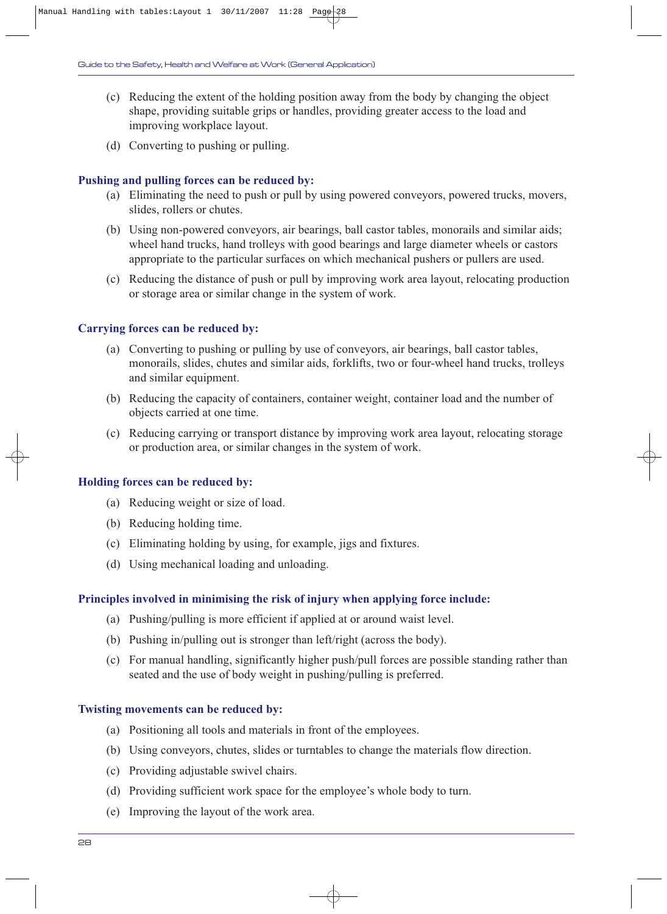(c) Reducing the extent of the holding position away from the body by changing the object shape, providing suitable grips or handles, providing greater access to the load and improving workplace layout.

(d) Converting to pushing or pulling.

**Pushing and pulling forces can be reduced by:**

(a) Eliminating the need to push or pull by using powered conveyors, powered trucks, movers, slides, rollers or chutes.

(b) Using non-powered conveyors, air bearings, ball castor tables, monorails and similar aids; wheel hand trucks, hand trolleys with good bearings and large diameter wheels or castors appropriate to the particular surfaces on which mechanical pushers or pullers are used.

(c) Reducing the distance of push or pull by improving work area layout, relocating production or storage area or similar change in the system of work.

**Carrying forces can be reduced by:**

(a) Converting to pushing or pulling by use of conveyors, air bearings, ball castor tables, monorails, slides, chutes and similar aids, forklifts, two or four-wheel hand trucks, trolleys and similar equipment.

(b) Reducing the capacity of containers, container weight, container load and the number of objects carried at one time.

(c) Reducing carrying or transport distance by improving work area layout, relocating storage or production area, or similar changes in the system of work.

**Holding forces can be reduced by:**

(a) Reducing weight or size of load.

(b) Reducing holding time.

(c) Eliminating holding by using, for example, jigs and fixtures.

(d) Using mechanical loading and unloading.

**Principles involved in minimising the risk of injury when applying force include:**

(a) Pushing/pulling is more efficient if applied at or around waist level.

(b) Pushing in/pulling out is stronger than left/right (across the body).

(c) For manual handling, significantly higher push/pull forces are possible standing rather than seated and the use of body weight in pushing/pulling is preferred.

**Twisting movements can be reduced by:**

(a) Positioning all tools and materials in front of the employees.

(b) Using conveyors, chutes, slides or turntables to change the materials flow direction.

(c) Providing adjustable swivel chairs.

(d) Providing sufficient work space for the employee's whole body to turn.

(e) Improving the layout of the work area.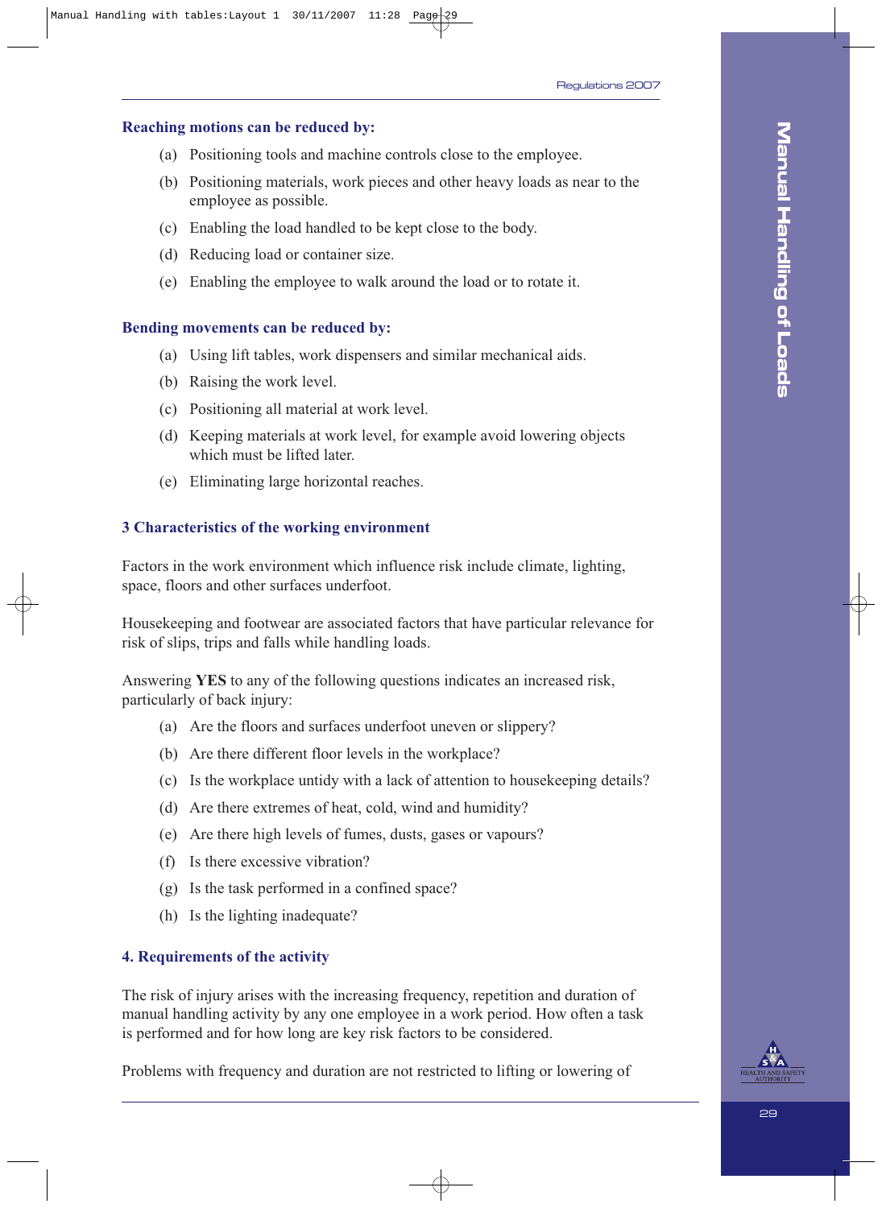**Reaching motions can be reduced by:**

(a) Positioning tools and machine controls close to the employee.

(b) Positioning materials, work pieces and other heavy loads as near to the employee as possible.

(c) Enabling the load handled to be kept close to the body.

(d) Reducing load or container size.

(e) Enabling the employee to walk around the load or to rotate it.

**Bending movements can be reduced by:**

(a) Using lift tables, work dispensers and similar mechanical aids.

(b) Raising the work level.

(c) Positioning all material at work level.

(d) Keeping materials at work level, for example avoid lowering objects which must be lifted later.

(e) Eliminating large horizontal reaches.

### 3 Characteristics of the working environment

Factors in the work environment which influence risk include climate, lighting, space, floors and other surfaces underfoot.

Housekeeping and footwear are associated factors that have particular relevance for risk of slips, trips and falls while handling loads.

Answering **YES** to any of the following questions indicates an increased risk, particularly of back injury:

(a) Are the floors and surfaces underfoot uneven or slippery?

(b) Are there different floor levels in the workplace?

(c) Is the workplace untidy with a lack of attention to housekeeping details?

(d) Are there extremes of heat, cold, wind and humidity?

(e) Are there high levels of fumes, dusts, gases or vapours?

(f) Is there excessive vibration?

(g) Is the task performed in a confined space?

(h) Is the lighting inadequate?

### 4. Requirements of the activity

The risk of injury arises with the increasing frequency, repetition and duration of manual handling activity by any one employee in a work period. How often a task is performed and for how long are key risk factors to be considered.

Problems with frequency and duration are not restricted to lifting or lowering of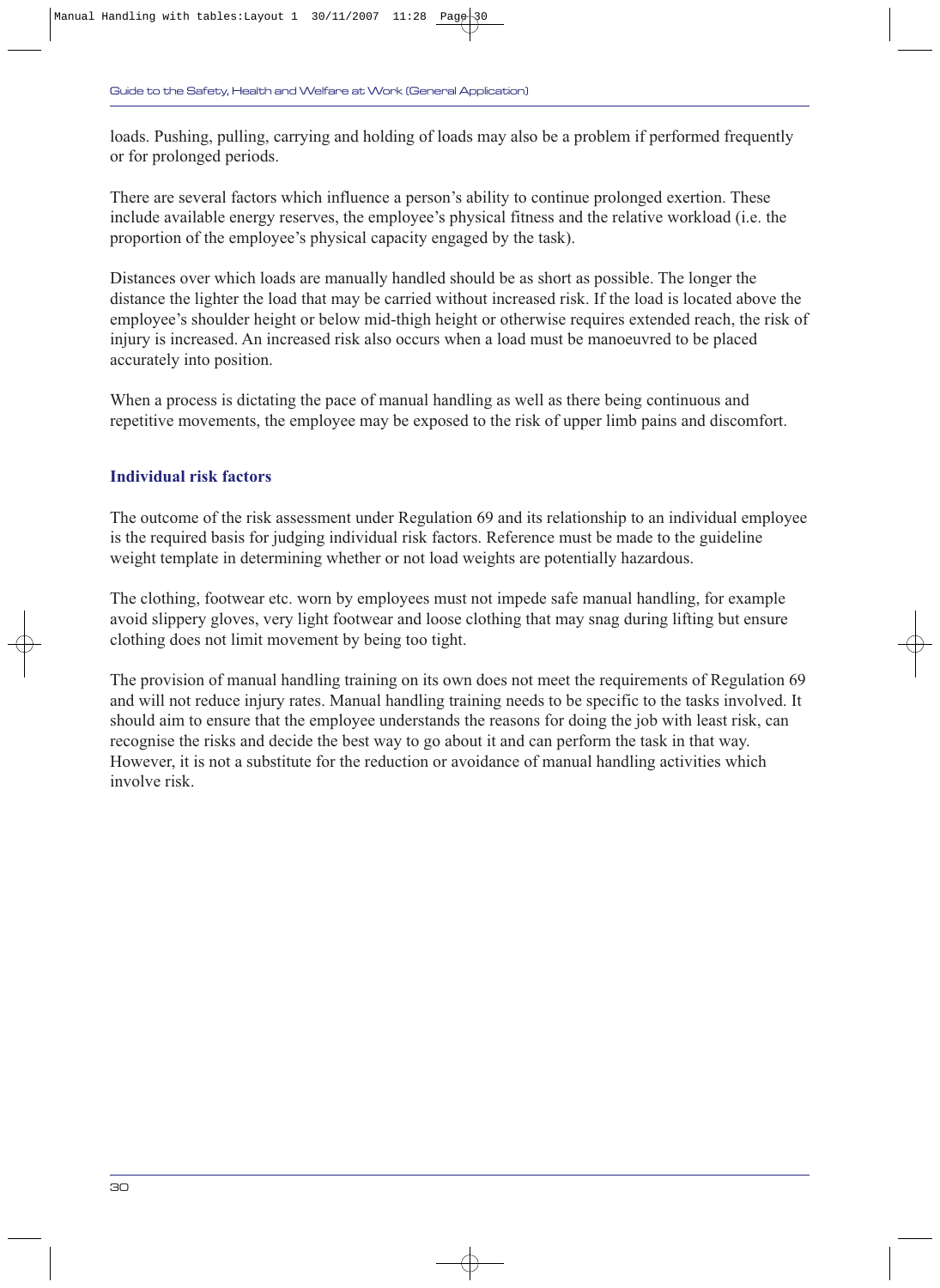loads. Pushing, pulling, carrying and holding of loads may also be a problem if performed frequently or for prolonged periods.

There are several factors which influence a person's ability to continue prolonged exertion. These include available energy reserves, the employee's physical fitness and the relative workload (i.e. the proportion of the employee's physical capacity engaged by the task).

Distances over which loads are manually handled should be as short as possible. The longer the distance the lighter the load that may be carried without increased risk. If the load is located above the employee's shoulder height or below mid-thigh height or otherwise requires extended reach, the risk of injury is increased. An increased risk also occurs when a load must be manoeuvred to be placed accurately into position.

When a process is dictating the pace of manual handling as well as there being continuous and repetitive movements, the employee may be exposed to the risk of upper limb pains and discomfort.

### Individual risk factors

The outcome of the risk assessment under Regulation 69 and its relationship to an individual employee is the required basis for judging individual risk factors. Reference must be made to the guideline weight template in determining whether or not load weights are potentially hazardous.

The clothing, footwear etc. worn by employees must not impede safe manual handling, for example avoid slippery gloves, very light footwear and loose clothing that may snag during lifting but ensure clothing does not limit movement by being too tight.

The provision of manual handling training on its own does not meet the requirements of Regulation 69 and will not reduce injury rates. Manual handling training needs to be specific to the tasks involved. It should aim to ensure that the employee understands the reasons for doing the job with least risk, can recognise the risks and decide the best way to go about it and can perform the task in that way. However, it is not a substitute for the reduction or avoidance of manual handling activities which involve risk.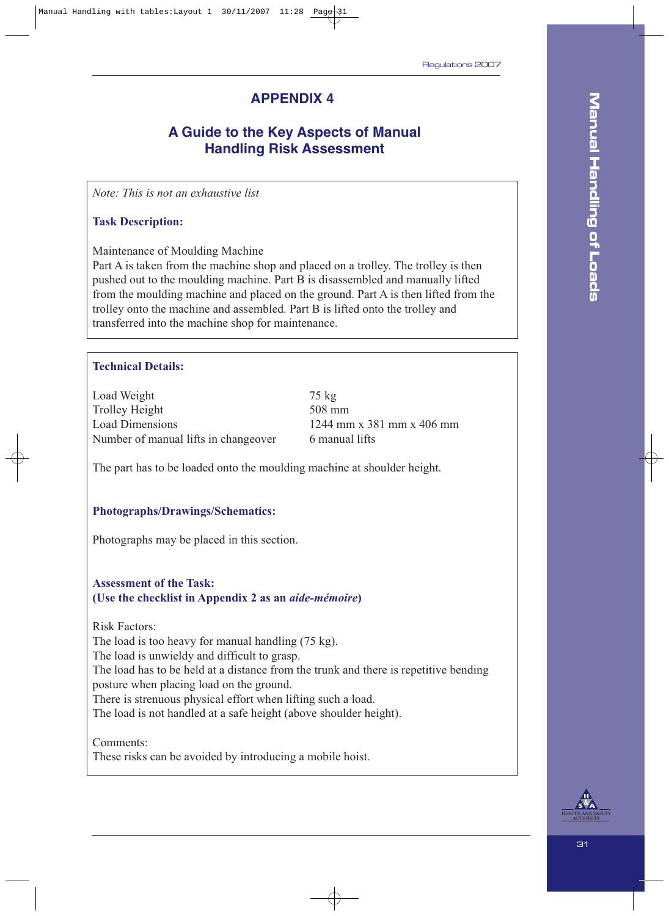# APPENDIX 4

## A Guide to the Key Aspects of Manual Handling Risk Assessment

*Note: This is not an exhaustive list*

**Task Description:**

Maintenance of Moulding Machine
Part A is taken from the machine shop and placed on a trolley. The trolley is then pushed out to the moulding machine. Part B is disassembled and manually lifted from the moulding machine and placed on the ground. Part A is then lifted from the trolley onto the machine and assembled. Part B is lifted onto the trolley and transferred into the machine shop for maintenance.

**Technical Details:**

| | |
|---|---|
| Load Weight | 75 kg |
| Trolley Height | 508 mm |
| Load Dimensions | 1244 mm x 381 mm x 406 mm |
| Number of manual lifts in changeover | 6 manual lifts |

The part has to be loaded onto the moulding machine at shoulder height.

**Photographs/Drawings/Schematics:**

Photographs may be placed in this section.

**Assessment of the Task:**
**(Use the checklist in Appendix 2 as an *aide-mémoire*)**

Risk Factors:
The load is too heavy for manual handling (75 kg).
The load is unwieldy and difficult to grasp.
The load has to be held at a distance from the trunk and there is repetitive bending posture when placing load on the ground.
There is strenuous physical effort when lifting such a load.
The load is not handled at a safe height (above shoulder height).

Comments:
These risks can be avoided by introducing a mobile hoist.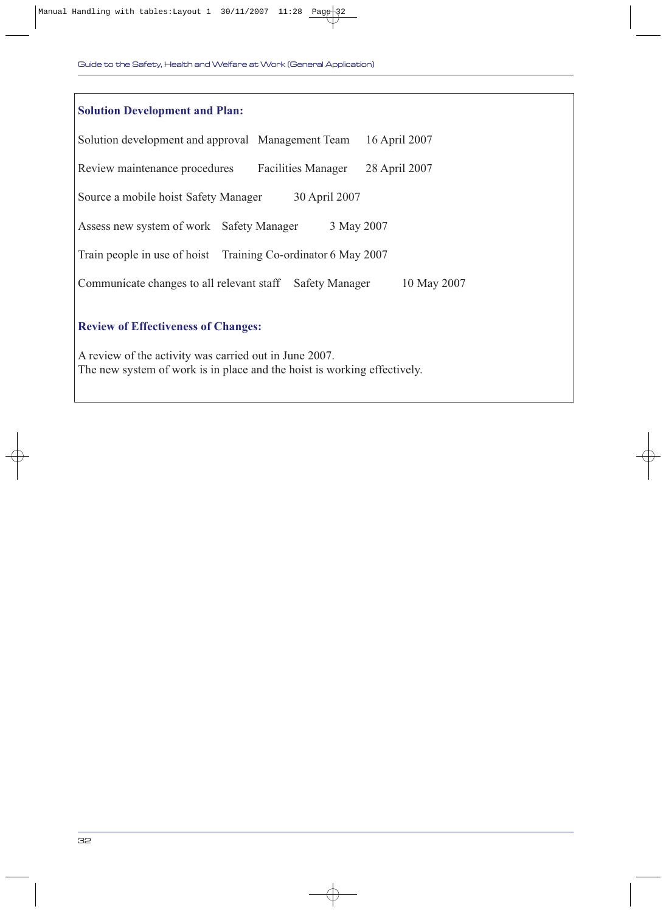**Solution Development and Plan:**

| Task | Responsible | Date |
|---|---|---|
| Solution development and approval | Management Team | 16 April 2007 |
| Review maintenance procedures | Facilities Manager | 28 April 2007 |
| Source a mobile hoist | Safety Manager | 30 April 2007 |
| Assess new system of work | Safety Manager | 3 May 2007 |
| Train people in use of hoist | Training Co-ordinator | 6 May 2007 |
| Communicate changes to all relevant staff | Safety Manager | 10 May 2007 |

**Review of Effectiveness of Changes:**

A review of the activity was carried out in June 2007.
The new system of work is in place and the hoist is working effectively.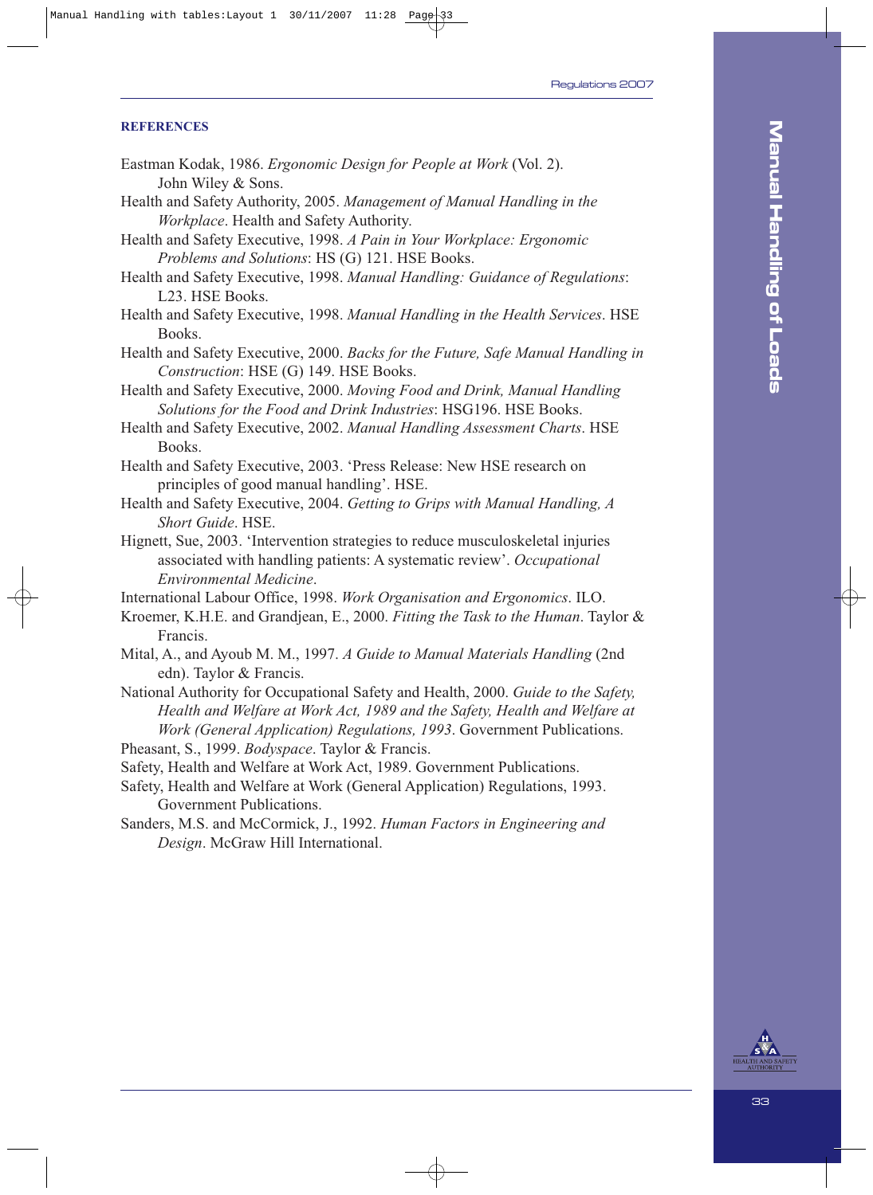## REFERENCES

Eastman Kodak, 1986. *Ergonomic Design for People at Work* (Vol. 2). John Wiley & Sons.

Health and Safety Authority, 2005. *Management of Manual Handling in the Workplace*. Health and Safety Authority.

Health and Safety Executive, 1998. *A Pain in Your Workplace: Ergonomic Problems and Solutions*: HS (G) 121. HSE Books.

Health and Safety Executive, 1998. *Manual Handling: Guidance of Regulations*: L23. HSE Books.

Health and Safety Executive, 1998. *Manual Handling in the Health Services*. HSE Books.

Health and Safety Executive, 2000. *Backs for the Future, Safe Manual Handling in Construction*: HSE (G) 149. HSE Books.

Health and Safety Executive, 2000. *Moving Food and Drink, Manual Handling Solutions for the Food and Drink Industries*: HSG196. HSE Books.

Health and Safety Executive, 2002. *Manual Handling Assessment Charts*. HSE Books.

Health and Safety Executive, 2003. 'Press Release: New HSE research on principles of good manual handling'. HSE.

Health and Safety Executive, 2004. *Getting to Grips with Manual Handling, A Short Guide*. HSE.

Hignett, Sue, 2003. 'Intervention strategies to reduce musculoskeletal injuries associated with handling patients: A systematic review'. *Occupational Environmental Medicine*.

International Labour Office, 1998. *Work Organisation and Ergonomics*. ILO.

Kroemer, K.H.E. and Grandjean, E., 2000. *Fitting the Task to the Human*. Taylor & Francis.

Mital, A., and Ayoub M. M., 1997. *A Guide to Manual Materials Handling* (2nd edn). Taylor & Francis.

National Authority for Occupational Safety and Health, 2000. *Guide to the Safety, Health and Welfare at Work Act, 1989 and the Safety, Health and Welfare at Work (General Application) Regulations, 1993*. Government Publications.

Pheasant, S., 1999. *Bodyspace*. Taylor & Francis.

Safety, Health and Welfare at Work Act, 1989. Government Publications.

Safety, Health and Welfare at Work (General Application) Regulations, 1993. Government Publications.

Sanders, M.S. and McCormick, J., 1992. *Human Factors in Engineering and Design*. McGraw Hill International.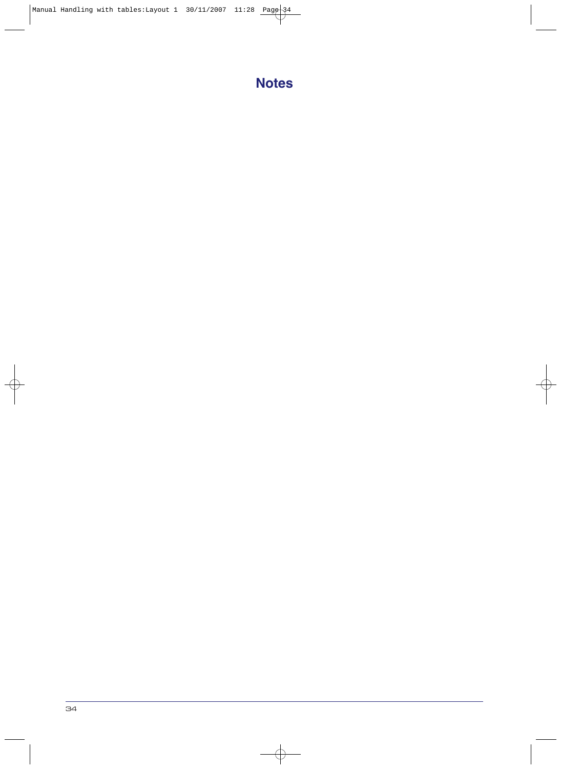# Notes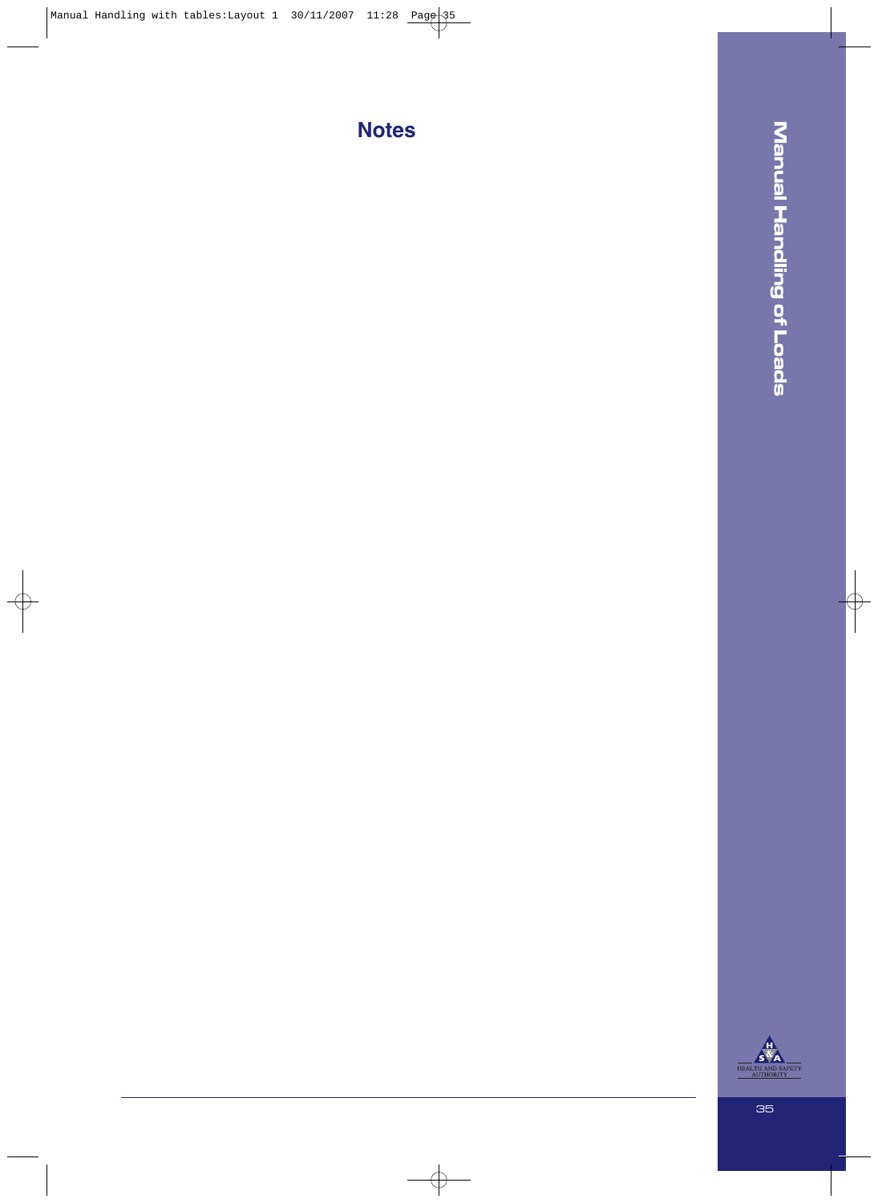# Notes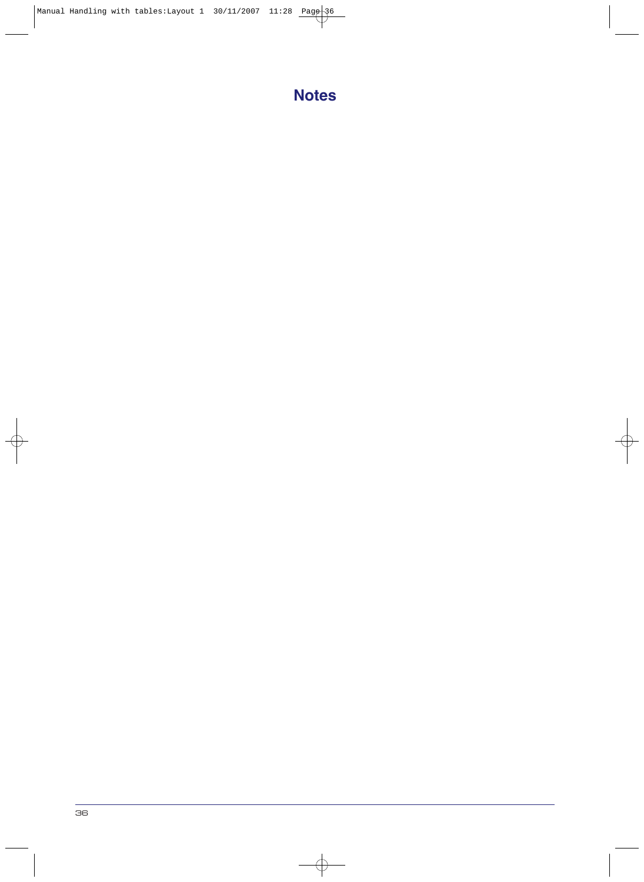## Notes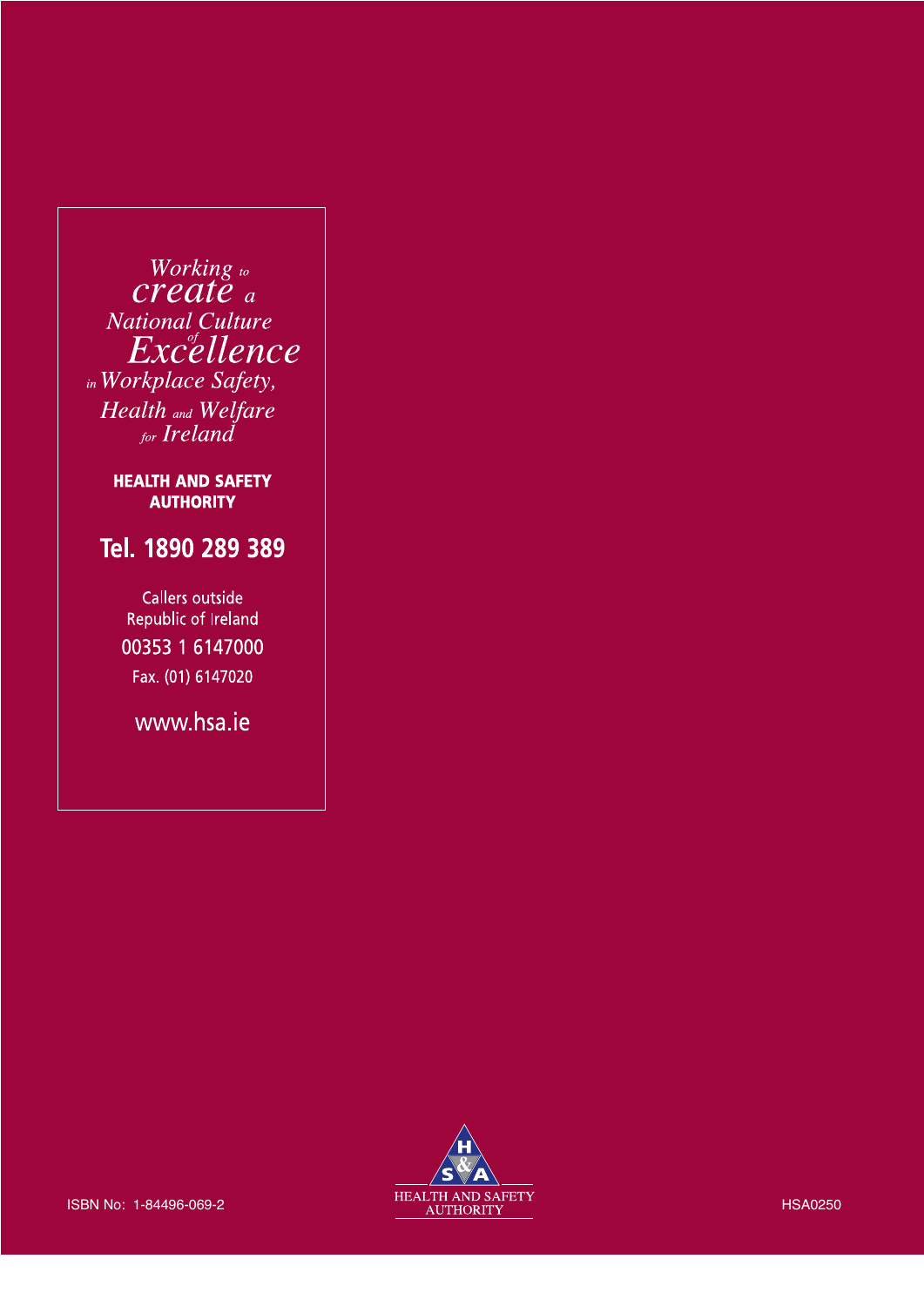*Working to create a National Culture of Excellence in Workplace Safety, Health and Welfare for Ireland*

**HEALTH AND SAFETY AUTHORITY**

**Tel. 1890 289 389**

Callers outside Republic of Ireland

00353 1 6147000

Fax. (01) 6147020

www.hsa.ie

ISBN No: 1-84496-069-2

HEALTH AND SAFETY AUTHORITY

HSA0250